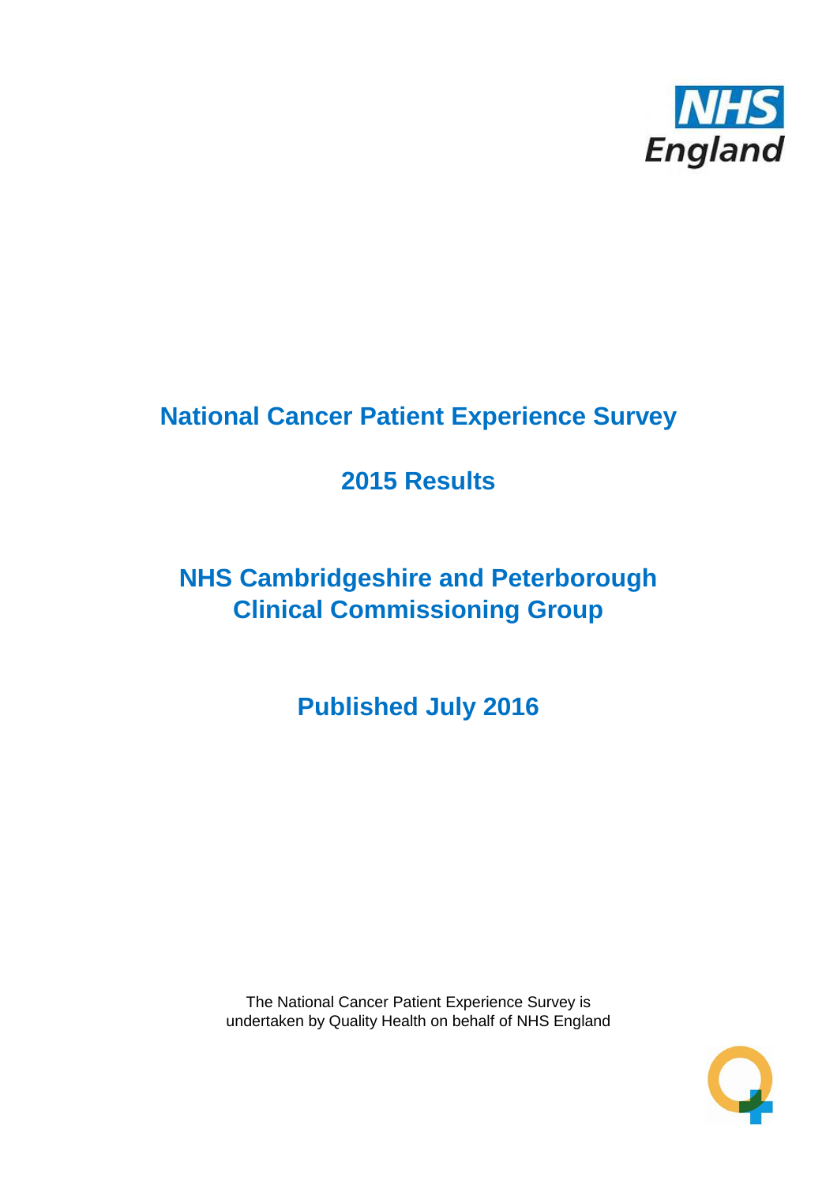NHS England

# National Cancer Patient Experience Survey

## 2015 Results

## NHS Cambridgeshire and Peterborough Clinical Commissioning Group

## Published July 2016

The National Cancer Patient Experience Survey is undertaken by Quality Health on behalf of NHS England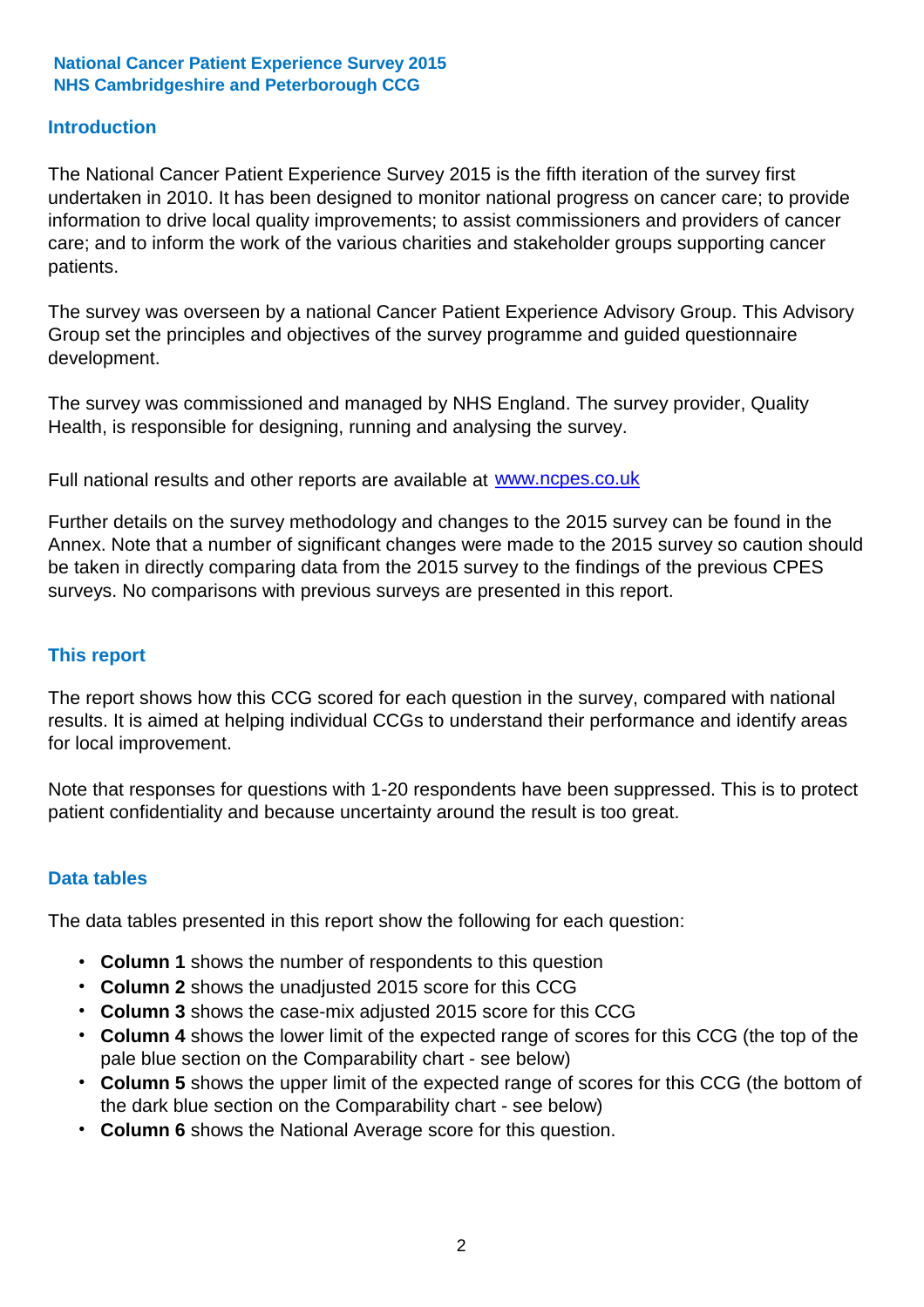**National Cancer Patient Experience Survey 2015**
**NHS Cambridgeshire and Peterborough CCG**

## Introduction

The National Cancer Patient Experience Survey 2015 is the fifth iteration of the survey first undertaken in 2010. It has been designed to monitor national progress on cancer care; to provide information to drive local quality improvements; to assist commissioners and providers of cancer care; and to inform the work of the various charities and stakeholder groups supporting cancer patients.

The survey was overseen by a national Cancer Patient Experience Advisory Group. This Advisory Group set the principles and objectives of the survey programme and guided questionnaire development.

The survey was commissioned and managed by NHS England. The survey provider, Quality Health, is responsible for designing, running and analysing the survey.

Full national results and other reports are available at www.ncpes.co.uk

Further details on the survey methodology and changes to the 2015 survey can be found in the Annex. Note that a number of significant changes were made to the 2015 survey so caution should be taken in directly comparing data from the 2015 survey to the findings of the previous CPES surveys. No comparisons with previous surveys are presented in this report.

## This report

The report shows how this CCG scored for each question in the survey, compared with national results. It is aimed at helping individual CCGs to understand their performance and identify areas for local improvement.

Note that responses for questions with 1-20 respondents have been suppressed. This is to protect patient confidentiality and because uncertainty around the result is too great.

## Data tables

The data tables presented in this report show the following for each question:

- **Column 1** shows the number of respondents to this question
- **Column 2** shows the unadjusted 2015 score for this CCG
- **Column 3** shows the case-mix adjusted 2015 score for this CCG
- **Column 4** shows the lower limit of the expected range of scores for this CCG (the top of the pale blue section on the Comparability chart - see below)
- **Column 5** shows the upper limit of the expected range of scores for this CCG (the bottom of the dark blue section on the Comparability chart - see below)
- **Column 6** shows the National Average score for this question.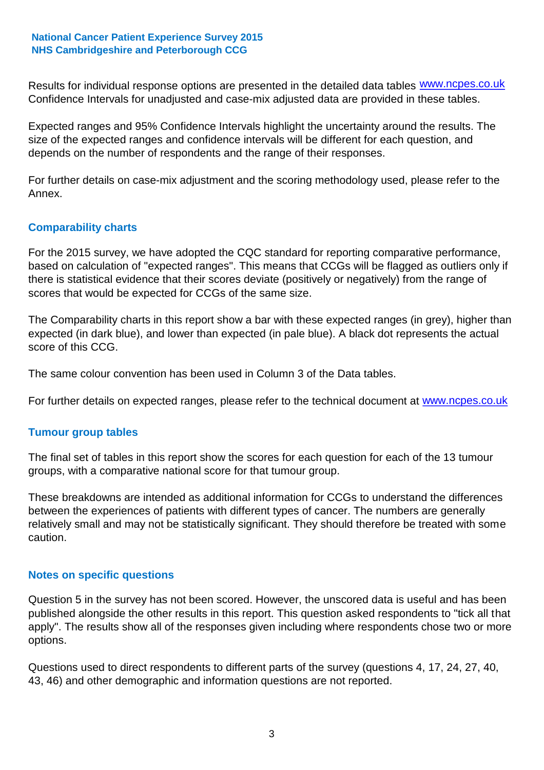Results for individual response options are presented in the detailed data tables www.ncpes.co.uk Confidence Intervals for unadjusted and case-mix adjusted data are provided in these tables.

Expected ranges and 95% Confidence Intervals highlight the uncertainty around the results. The size of the expected ranges and confidence intervals will be different for each question, and depends on the number of respondents and the range of their responses.

For further details on case-mix adjustment and the scoring methodology used, please refer to the Annex.

## Comparability charts

For the 2015 survey, we have adopted the CQC standard for reporting comparative performance, based on calculation of "expected ranges". This means that CCGs will be flagged as outliers only if there is statistical evidence that their scores deviate (positively or negatively) from the range of scores that would be expected for CCGs of the same size.

The Comparability charts in this report show a bar with these expected ranges (in grey), higher than expected (in dark blue), and lower than expected (in pale blue). A black dot represents the actual score of this CCG.

The same colour convention has been used in Column 3 of the Data tables.

For further details on expected ranges, please refer to the technical document at www.ncpes.co.uk

## Tumour group tables

The final set of tables in this report show the scores for each question for each of the 13 tumour groups, with a comparative national score for that tumour group.

These breakdowns are intended as additional information for CCGs to understand the differences between the experiences of patients with different types of cancer. The numbers are generally relatively small and may not be statistically significant. They should therefore be treated with some caution.

## Notes on specific questions

Question 5 in the survey has not been scored. However, the unscored data is useful and has been published alongside the other results in this report. This question asked respondents to "tick all that apply". The results show all of the responses given including where respondents chose two or more options.

Questions used to direct respondents to different parts of the survey (questions 4, 17, 24, 27, 40, 43, 46) and other demographic and information questions are not reported.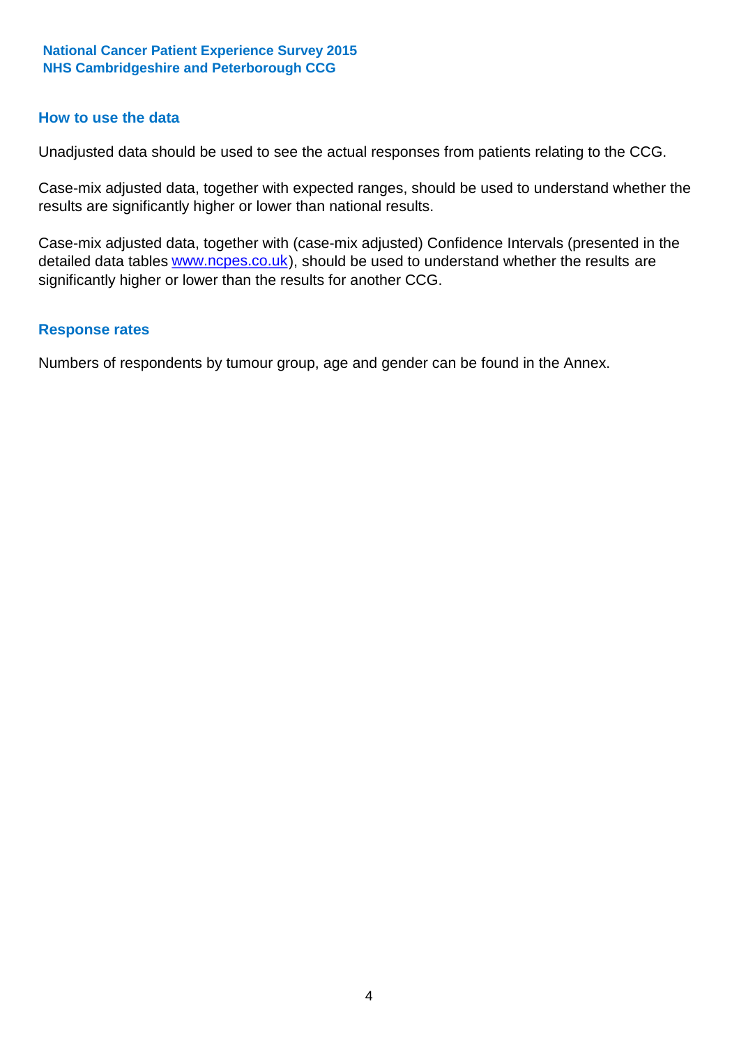## How to use the data

Unadjusted data should be used to see the actual responses from patients relating to the CCG.

Case-mix adjusted data, together with expected ranges, should be used to understand whether the results are significantly higher or lower than national results.

Case-mix adjusted data, together with (case-mix adjusted) Confidence Intervals (presented in the detailed data tables www.ncpes.co.uk), should be used to understand whether the results are significantly higher or lower than the results for another CCG.

## Response rates

Numbers of respondents by tumour group, age and gender can be found in the Annex.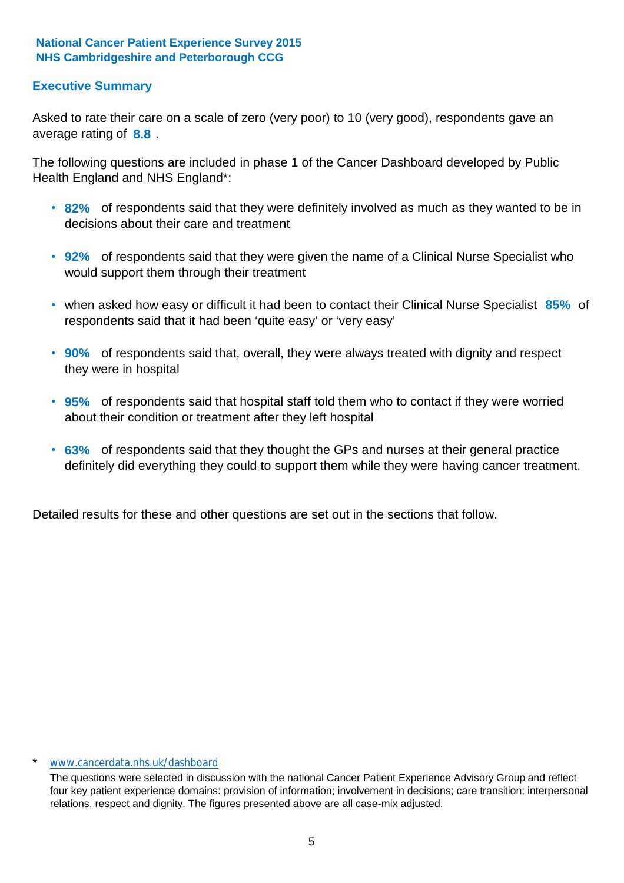**National Cancer Patient Experience Survey 2015**
**NHS Cambridgeshire and Peterborough CCG**

## Executive Summary

Asked to rate their care on a scale of zero (very poor) to 10 (very good), respondents gave an average rating of **8.8** .

The following questions are included in phase 1 of the Cancer Dashboard developed by Public Health England and NHS England*:

- **82%** of respondents said that they were definitely involved as much as they wanted to be in decisions about their care and treatment
- **92%** of respondents said that they were given the name of a Clinical Nurse Specialist who would support them through their treatment
- when asked how easy or difficult it had been to contact their Clinical Nurse Specialist **85%** of respondents said that it had been 'quite easy' or 'very easy'
- **90%** of respondents said that, overall, they were always treated with dignity and respect they were in hospital
- **95%** of respondents said that hospital staff told them who to contact if they were worried about their condition or treatment after they left hospital
- **63%** of respondents said that they thought the GPs and nurses at their general practice definitely did everything they could to support them while they were having cancer treatment.

Detailed results for these and other questions are set out in the sections that follow.

\* www.cancerdata.nhs.uk/dashboard

The questions were selected in discussion with the national Cancer Patient Experience Advisory Group and reflect four key patient experience domains: provision of information; involvement in decisions; care transition; interpersonal relations, respect and dignity. The figures presented above are all case-mix adjusted.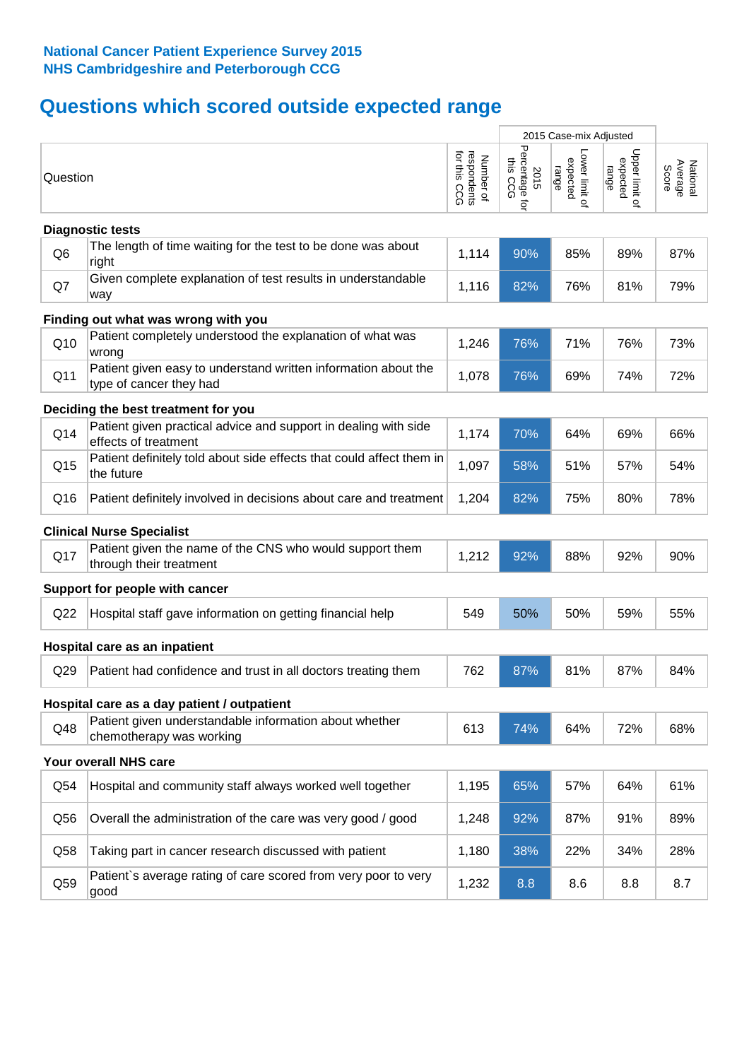**National Cancer Patient Experience Survey 2015**
**NHS Cambridgeshire and Peterborough CCG**

# Questions which scored outside expected range

| | Question | Number of respondents for this CCG | 2015 Case-mix Adjusted 2015 Percentage for this CCG | 2015 Case-mix Adjusted Lower limit of expected range | 2015 Case-mix Adjusted Upper limit of expected range | National Average Score |
|---|---|---|---|---|---|---|
| **Diagnostic tests** | | | | | | |
| Q6 | The length of time waiting for the test to be done was about right | 1,114 | 90% | 85% | 89% | 87% |
| Q7 | Given complete explanation of test results in understandable way | 1,116 | 82% | 76% | 81% | 79% |
| **Finding out what was wrong with you** | | | | | | |
| Q10 | Patient completely understood the explanation of what was wrong | 1,246 | 76% | 71% | 76% | 73% |
| Q11 | Patient given easy to understand written information about the type of cancer they had | 1,078 | 76% | 69% | 74% | 72% |
| **Deciding the best treatment for you** | | | | | | |
| Q14 | Patient given practical advice and support in dealing with side effects of treatment | 1,174 | 70% | 64% | 69% | 66% |
| Q15 | Patient definitely told about side effects that could affect them in the future | 1,097 | 58% | 51% | 57% | 54% |
| Q16 | Patient definitely involved in decisions about care and treatment | 1,204 | 82% | 75% | 80% | 78% |
| **Clinical Nurse Specialist** | | | | | | |
| Q17 | Patient given the name of the CNS who would support them through their treatment | 1,212 | 92% | 88% | 92% | 90% |
| **Support for people with cancer** | | | | | | |
| Q22 | Hospital staff gave information on getting financial help | 549 | 50% | 50% | 59% | 55% |
| **Hospital care as an inpatient** | | | | | | |
| Q29 | Patient had confidence and trust in all doctors treating them | 762 | 87% | 81% | 87% | 84% |
| **Hospital care as a day patient / outpatient** | | | | | | |
| Q48 | Patient given understandable information about whether chemotherapy was working | 613 | 74% | 64% | 72% | 68% |
| **Your overall NHS care** | | | | | | |
| Q54 | Hospital and community staff always worked well together | 1,195 | 65% | 57% | 64% | 61% |
| Q56 | Overall the administration of the care was very good / good | 1,248 | 92% | 87% | 91% | 89% |
| Q58 | Taking part in cancer research discussed with patient | 1,180 | 38% | 22% | 34% | 28% |
| Q59 | Patient`s average rating of care scored from very poor to very good | 1,232 | 8.8 | 8.6 | 8.8 | 8.7 |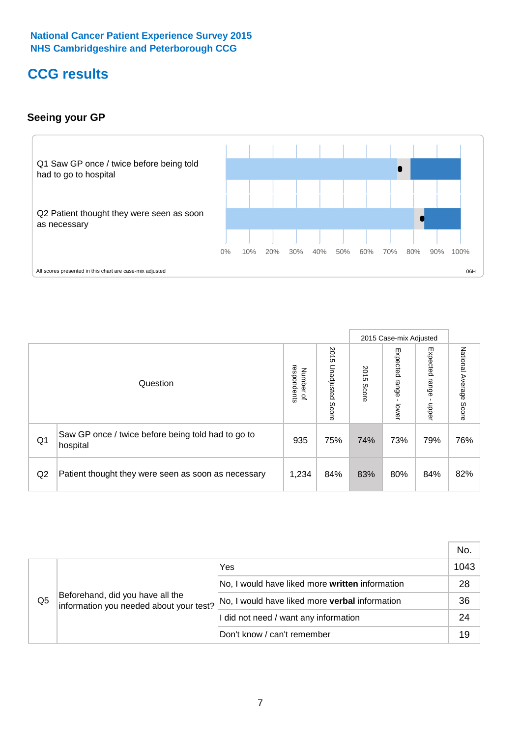National Cancer Patient Experience Survey 2015
NHS Cambridgeshire and Peterborough CCG

# CCG results

### Seeing your GP

Q1 Saw GP once / twice before being told had to go to hospital

Q2 Patient thought they were seen as soon as necessary

0% 10% 20% 30% 40% 50% 60% 70% 80% 90% 100%

All scores presented in this chart are case-mix adjusted

06H

| | Question | Number of respondents | 2015 Unadjusted Score | 2015 Case-mix Adjusted: 2015 Score | 2015 Case-mix Adjusted: Expected range - lower | 2015 Case-mix Adjusted: Expected range - upper | National Average Score |
|---|---|---|---|---|---|---|---|
| Q1 | Saw GP once / twice before being told had to go to hospital | 935 | 75% | 74% | 73% | 79% | 76% |
| Q2 | Patient thought they were seen as soon as necessary | 1,234 | 84% | 83% | 80% | 84% | 82% |

| | | | No. |
|---|---|---|---|
| Q5 | Beforehand, did you have all the information you needed about your test? | Yes | 1043 |
| | | No, I would have liked more **written** information | 28 |
| | | No, I would have liked more **verbal** information | 36 |
| | | I did not need / want any information | 24 |
| | | Don't know / can't remember | 19 |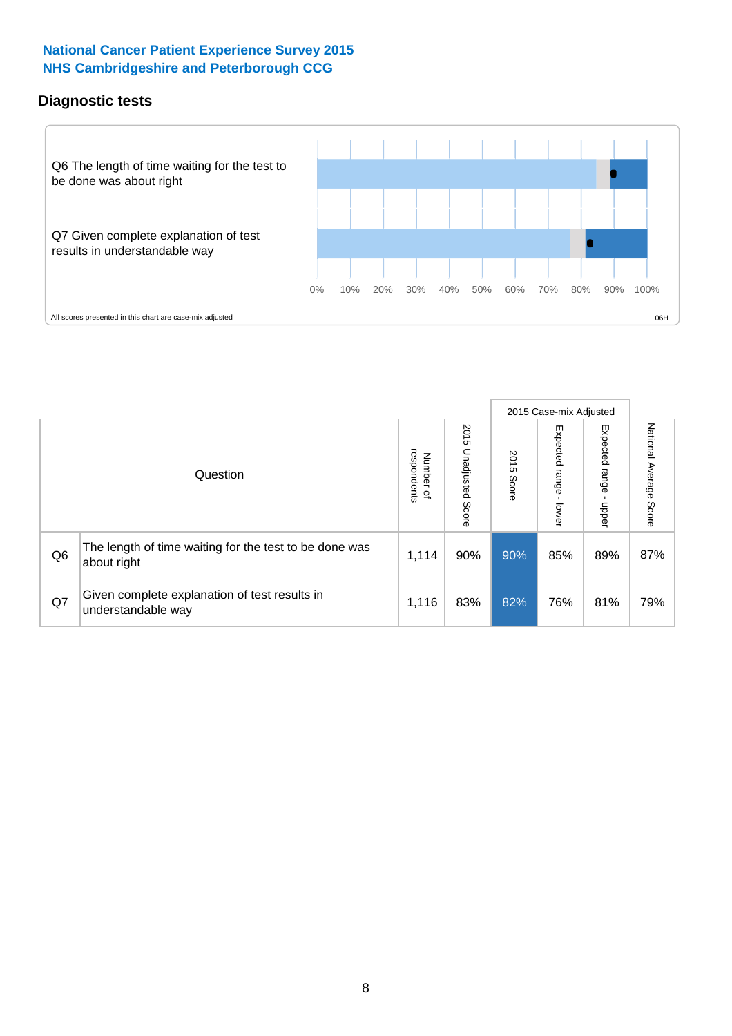**National Cancer Patient Experience Survey 2015**
**NHS Cambridgeshire and Peterborough CCG**

## Diagnostic tests

Q6 The length of time waiting for the test to be done was about right

Q7 Given complete explanation of test results in understandable way

0% 10% 20% 30% 40% 50% 60% 70% 80% 90% 100%

All scores presented in this chart are case-mix adjusted

06H

| | Question | Number of respondents | 2015 Unadjusted Score | 2015 Case-mix Adjusted: 2015 Score | 2015 Case-mix Adjusted: Expected range - lower | 2015 Case-mix Adjusted: Expected range - upper | National Average Score |
|---|---|---|---|---|---|---|---|
| Q6 | The length of time waiting for the test to be done was about right | 1,114 | 90% | 90% | 85% | 89% | 87% |
| Q7 | Given complete explanation of test results in understandable way | 1,116 | 83% | 82% | 76% | 81% | 79% |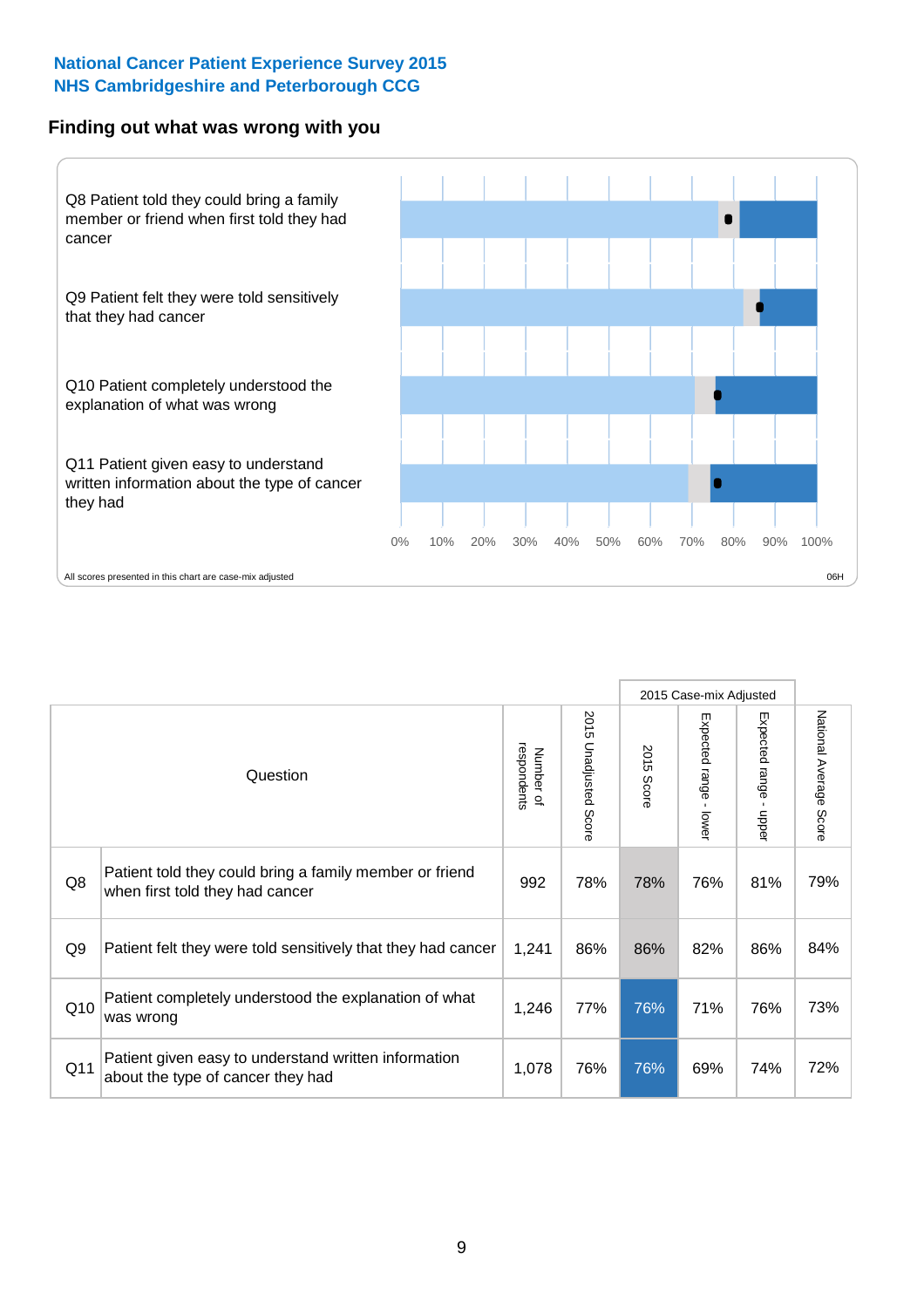National Cancer Patient Experience Survey 2015
NHS Cambridgeshire and Peterborough CCG

## Finding out what was wrong with you

Q8 Patient told they could bring a family member or friend when first told they had cancer

Q9 Patient felt they were told sensitively that they had cancer

Q10 Patient completely understood the explanation of what was wrong

Q11 Patient given easy to understand written information about the type of cancer they had

0% 10% 20% 30% 40% 50% 60% 70% 80% 90% 100%

All scores presented in this chart are case-mix adjusted

06H

| | Question | Number of respondents | 2015 Unadjusted Score | 2015 Case-mix Adjusted | | | National Average Score |
|---|---|---|---|---|---|---|---|
| | | | | 2015 Score | Expected range - lower | Expected range - upper | |
| Q8 | Patient told they could bring a family member or friend when first told they had cancer | 992 | 78% | 78% | 76% | 81% | 79% |
| Q9 | Patient felt they were told sensitively that they had cancer | 1,241 | 86% | 86% | 82% | 86% | 84% |
| Q10 | Patient completely understood the explanation of what was wrong | 1,246 | 77% | 76% | 71% | 76% | 73% |
| Q11 | Patient given easy to understand written information about the type of cancer they had | 1,078 | 76% | 76% | 69% | 74% | 72% |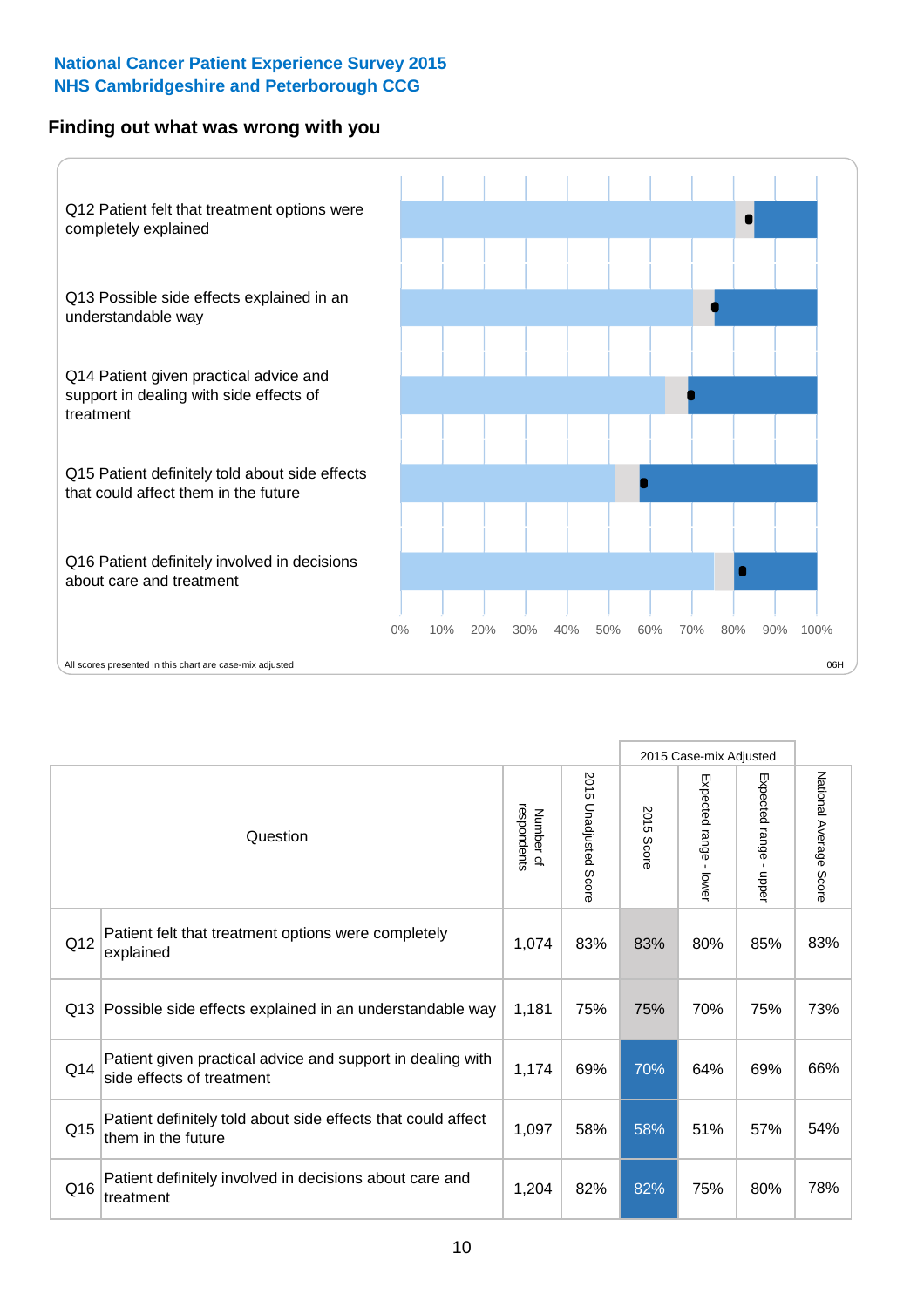National Cancer Patient Experience Survey 2015
NHS Cambridgeshire and Peterborough CCG

## Finding out what was wrong with you

Q12 Patient felt that treatment options were completely explained

Q13 Possible side effects explained in an understandable way

Q14 Patient given practical advice and support in dealing with side effects of treatment

Q15 Patient definitely told about side effects that could affect them in the future

Q16 Patient definitely involved in decisions about care and treatment

0% 10% 20% 30% 40% 50% 60% 70% 80% 90% 100%

All scores presented in this chart are case-mix adjusted

06H

| | Question | Number of respondents | 2015 Unadjusted Score | 2015 Case-mix Adjusted: 2015 Score | 2015 Case-mix Adjusted: Expected range - lower | 2015 Case-mix Adjusted: Expected range - upper | National Average Score |
|---|---|---|---|---|---|---|---|
| Q12 | Patient felt that treatment options were completely explained | 1,074 | 83% | 83% | 80% | 85% | 83% |
| Q13 | Possible side effects explained in an understandable way | 1,181 | 75% | 75% | 70% | 75% | 73% |
| Q14 | Patient given practical advice and support in dealing with side effects of treatment | 1,174 | 69% | 70% | 64% | 69% | 66% |
| Q15 | Patient definitely told about side effects that could affect them in the future | 1,097 | 58% | 58% | 51% | 57% | 54% |
| Q16 | Patient definitely involved in decisions about care and treatment | 1,204 | 82% | 82% | 75% | 80% | 78% |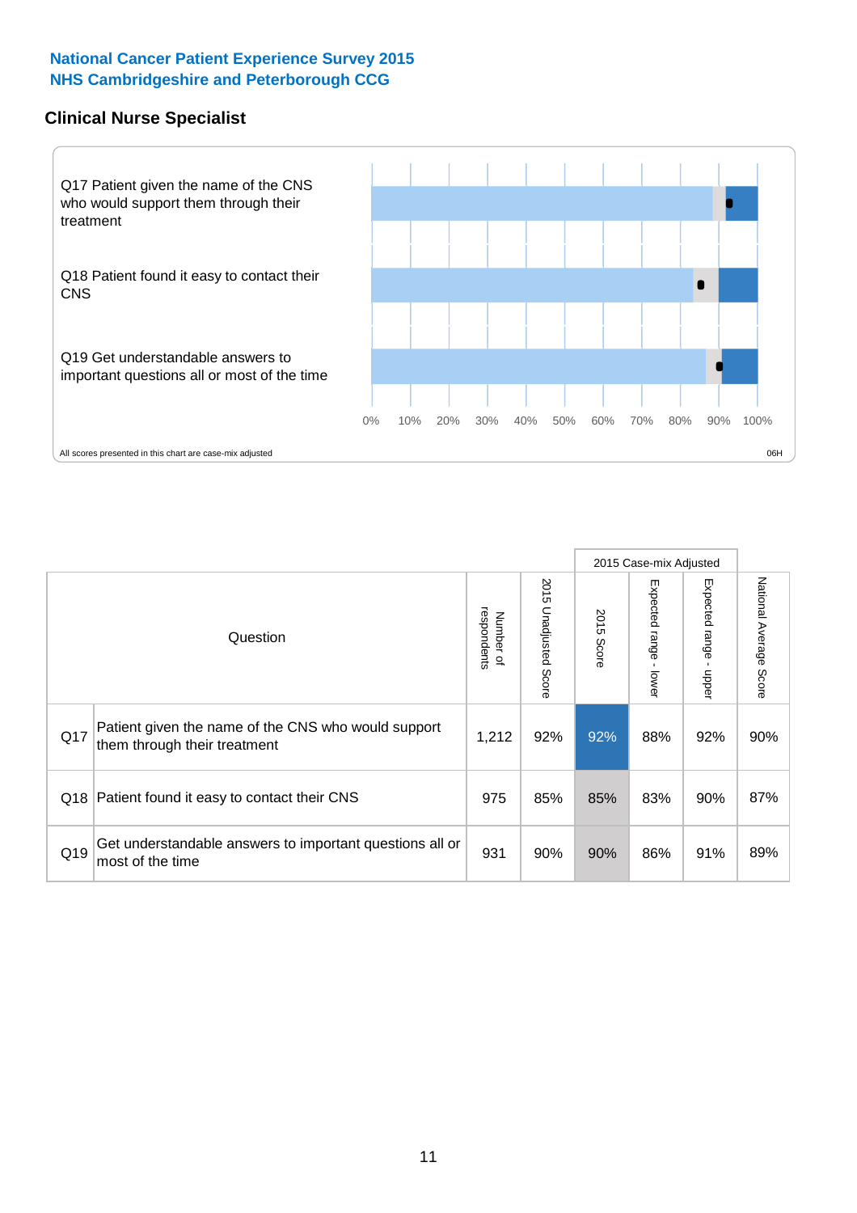# National Cancer Patient Experience Survey 2015
## NHS Cambridgeshire and Peterborough CCG

### Clinical Nurse Specialist

Q17 Patient given the name of the CNS who would support them through their treatment

Q18 Patient found it easy to contact their CNS

Q19 Get understandable answers to important questions all or most of the time

0% 10% 20% 30% 40% 50% 60% 70% 80% 90% 100%

All scores presented in this chart are case-mix adjusted

06H

| | Question | Number of respondents | 2015 Unadjusted Score | 2015 Case-mix Adjusted | | | National Average Score |
|---|---|---|---|---|---|---|---|
| | | | | 2015 Score | Expected range - lower | Expected range - upper | |
| Q17 | Patient given the name of the CNS who would support them through their treatment | 1,212 | 92% | 92% | 88% | 92% | 90% |
| Q18 | Patient found it easy to contact their CNS | 975 | 85% | 85% | 83% | 90% | 87% |
| Q19 | Get understandable answers to important questions all or most of the time | 931 | 90% | 90% | 86% | 91% | 89% |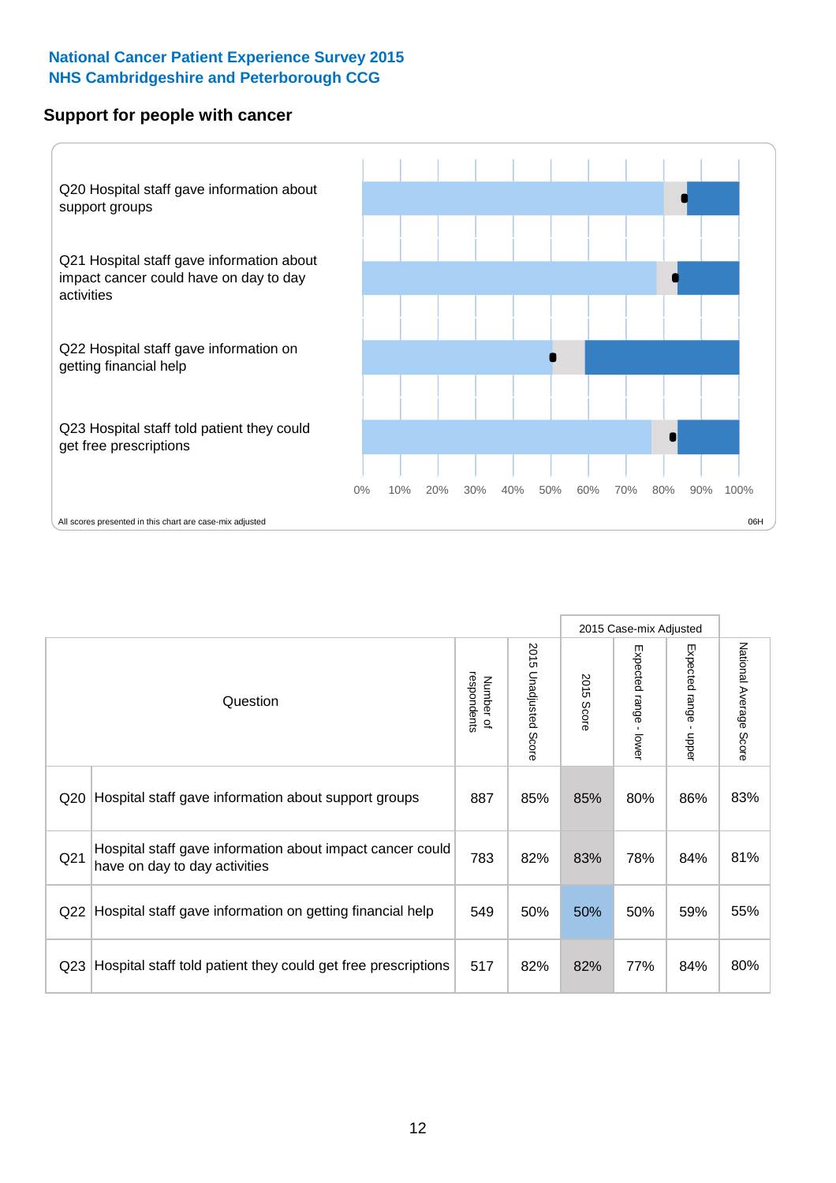National Cancer Patient Experience Survey 2015
NHS Cambridgeshire and Peterborough CCG

## Support for people with cancer

Q20 Hospital staff gave information about support groups

Q21 Hospital staff gave information about impact cancer could have on day to day activities

Q22 Hospital staff gave information on getting financial help

Q23 Hospital staff told patient they could get free prescriptions

0% 10% 20% 30% 40% 50% 60% 70% 80% 90% 100%

All scores presented in this chart are case-mix adjusted

06H

| Question | | Number of respondents | 2015 Unadjusted Score | 2015 Case-mix Adjusted: 2015 Score | 2015 Case-mix Adjusted: Expected range - lower | 2015 Case-mix Adjusted: Expected range - upper | National Average Score |
|---|---|---|---|---|---|---|---|
| Q20 | Hospital staff gave information about support groups | 887 | 85% | 85% | 80% | 86% | 83% |
| Q21 | Hospital staff gave information about impact cancer could have on day to day activities | 783 | 82% | 83% | 78% | 84% | 81% |
| Q22 | Hospital staff gave information on getting financial help | 549 | 50% | 50% | 50% | 59% | 55% |
| Q23 | Hospital staff told patient they could get free prescriptions | 517 | 82% | 82% | 77% | 84% | 80% |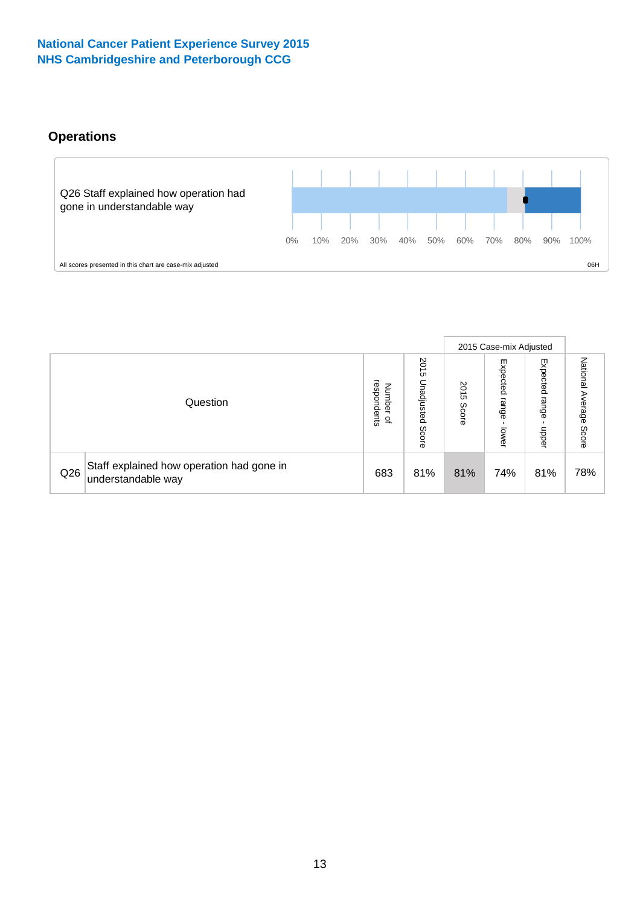National Cancer Patient Experience Survey 2015
NHS Cambridgeshire and Peterborough CCG

## Operations

Q26 Staff explained how operation had gone in understandable way

0% 10% 20% 30% 40% 50% 60% 70% 80% 90% 100%

All scores presented in this chart are case-mix adjusted

06H

| Question | | Number of respondents | 2015 Unadjusted Score | 2015 Case-mix Adjusted | | | National Average Score |
|---|---|---|---|---|---|---|---|
| | | | | 2015 Score | Expected range - lower | Expected range - upper | |
| Q26 | Staff explained how operation had gone in understandable way | 683 | 81% | 81% | 74% | 81% | 78% |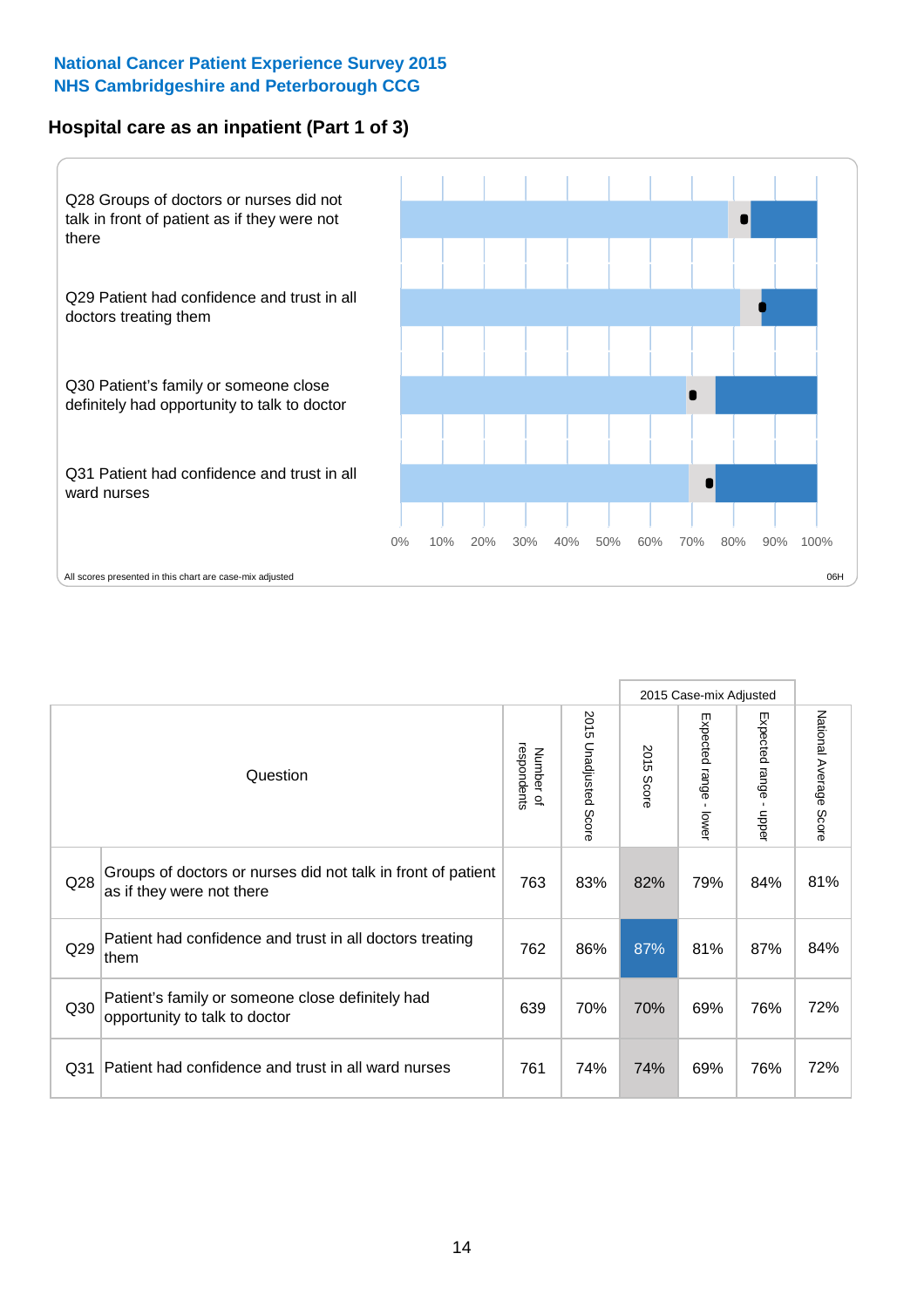**National Cancer Patient Experience Survey 2015**
**NHS Cambridgeshire and Peterborough CCG**

## Hospital care as an inpatient (Part 1 of 3)

Q28 Groups of doctors or nurses did not talk in front of patient as if they were not there

Q29 Patient had confidence and trust in all doctors treating them

Q30 Patient's family or someone close definitely had opportunity to talk to doctor

Q31 Patient had confidence and trust in all ward nurses

0% 10% 20% 30% 40% 50% 60% 70% 80% 90% 100%

All scores presented in this chart are case-mix adjusted

06H

| Question | | Number of respondents | 2015 Unadjusted Score | 2015 Case-mix Adjusted | | | National Average Score |
|---|---|---|---|---|---|---|---|
| | | | | 2015 Score | Expected range - lower | Expected range - upper | |
| Q28 | Groups of doctors or nurses did not talk in front of patient as if they were not there | 763 | 83% | 82% | 79% | 84% | 81% |
| Q29 | Patient had confidence and trust in all doctors treating them | 762 | 86% | 87% | 81% | 87% | 84% |
| Q30 | Patient's family or someone close definitely had opportunity to talk to doctor | 639 | 70% | 70% | 69% | 76% | 72% |
| Q31 | Patient had confidence and trust in all ward nurses | 761 | 74% | 74% | 69% | 76% | 72% |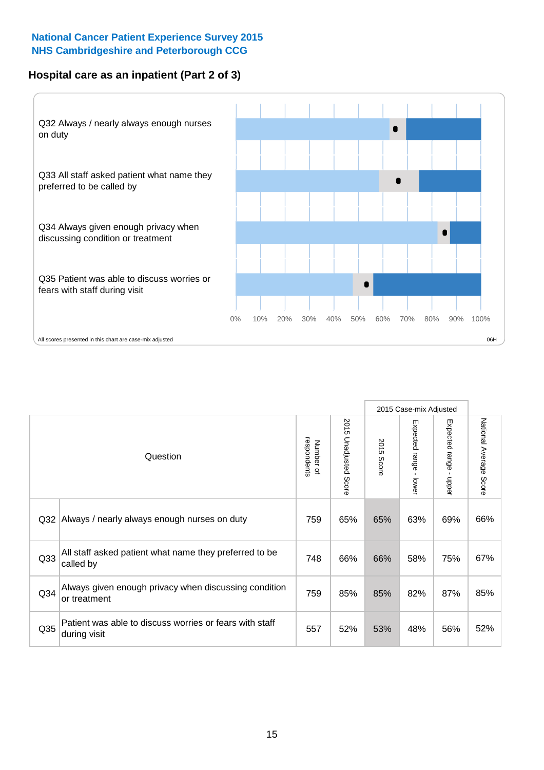**National Cancer Patient Experience Survey 2015**
**NHS Cambridgeshire and Peterborough CCG**

## Hospital care as an inpatient (Part 2 of 3)

Q32 Always / nearly always enough nurses on duty

Q33 All staff asked patient what name they preferred to be called by

Q34 Always given enough privacy when discussing condition or treatment

Q35 Patient was able to discuss worries or fears with staff during visit

0% 10% 20% 30% 40% 50% 60% 70% 80% 90% 100%

All scores presented in this chart are case-mix adjusted

06H

| | Question | Number of respondents | 2015 Unadjusted Score | 2015 Case-mix Adjusted: 2015 Score | 2015 Case-mix Adjusted: Expected range - lower | 2015 Case-mix Adjusted: Expected range - upper | National Average Score |
|---|---|---|---|---|---|---|---|
| Q32 | Always / nearly always enough nurses on duty | 759 | 65% | 65% | 63% | 69% | 66% |
| Q33 | All staff asked patient what name they preferred to be called by | 748 | 66% | 66% | 58% | 75% | 67% |
| Q34 | Always given enough privacy when discussing condition or treatment | 759 | 85% | 85% | 82% | 87% | 85% |
| Q35 | Patient was able to discuss worries or fears with staff during visit | 557 | 52% | 53% | 48% | 56% | 52% |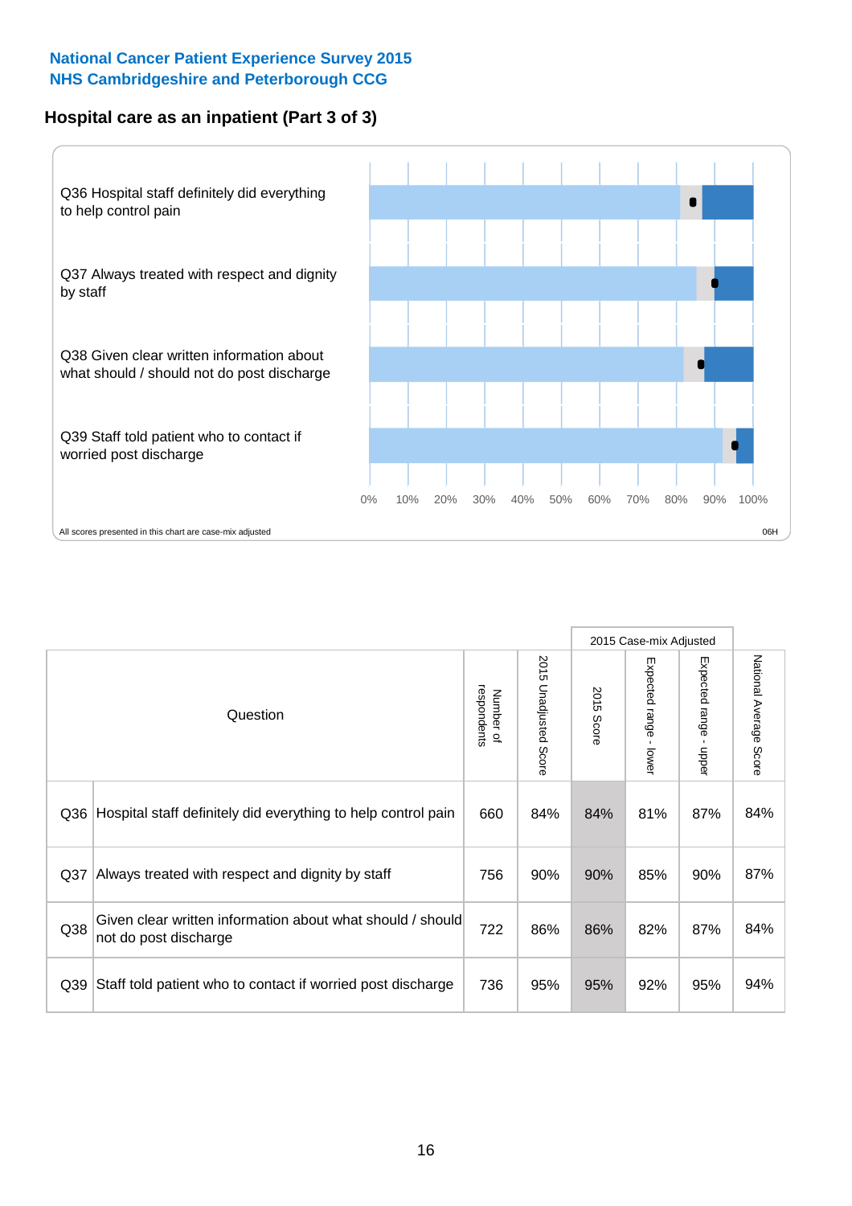National Cancer Patient Experience Survey 2015
NHS Cambridgeshire and Peterborough CCG

## Hospital care as an inpatient (Part 3 of 3)

Q36 Hospital staff definitely did everything to help control pain

Q37 Always treated with respect and dignity by staff

Q38 Given clear written information about what should / should not do post discharge

Q39 Staff told patient who to contact if worried post discharge

0% 10% 20% 30% 40% 50% 60% 70% 80% 90% 100%

All scores presented in this chart are case-mix adjusted

06H

| Question | | Number of respondents | 2015 Unadjusted Score | 2015 Case-mix Adjusted | | | National Average Score |
|---|---|---|---|---|---|---|---|
| | | | | 2015 Score | Expected range - lower | Expected range - upper | |
| Q36 | Hospital staff definitely did everything to help control pain | 660 | 84% | 84% | 81% | 87% | 84% |
| Q37 | Always treated with respect and dignity by staff | 756 | 90% | 90% | 85% | 90% | 87% |
| Q38 | Given clear written information about what should / should not do post discharge | 722 | 86% | 86% | 82% | 87% | 84% |
| Q39 | Staff told patient who to contact if worried post discharge | 736 | 95% | 95% | 92% | 95% | 94% |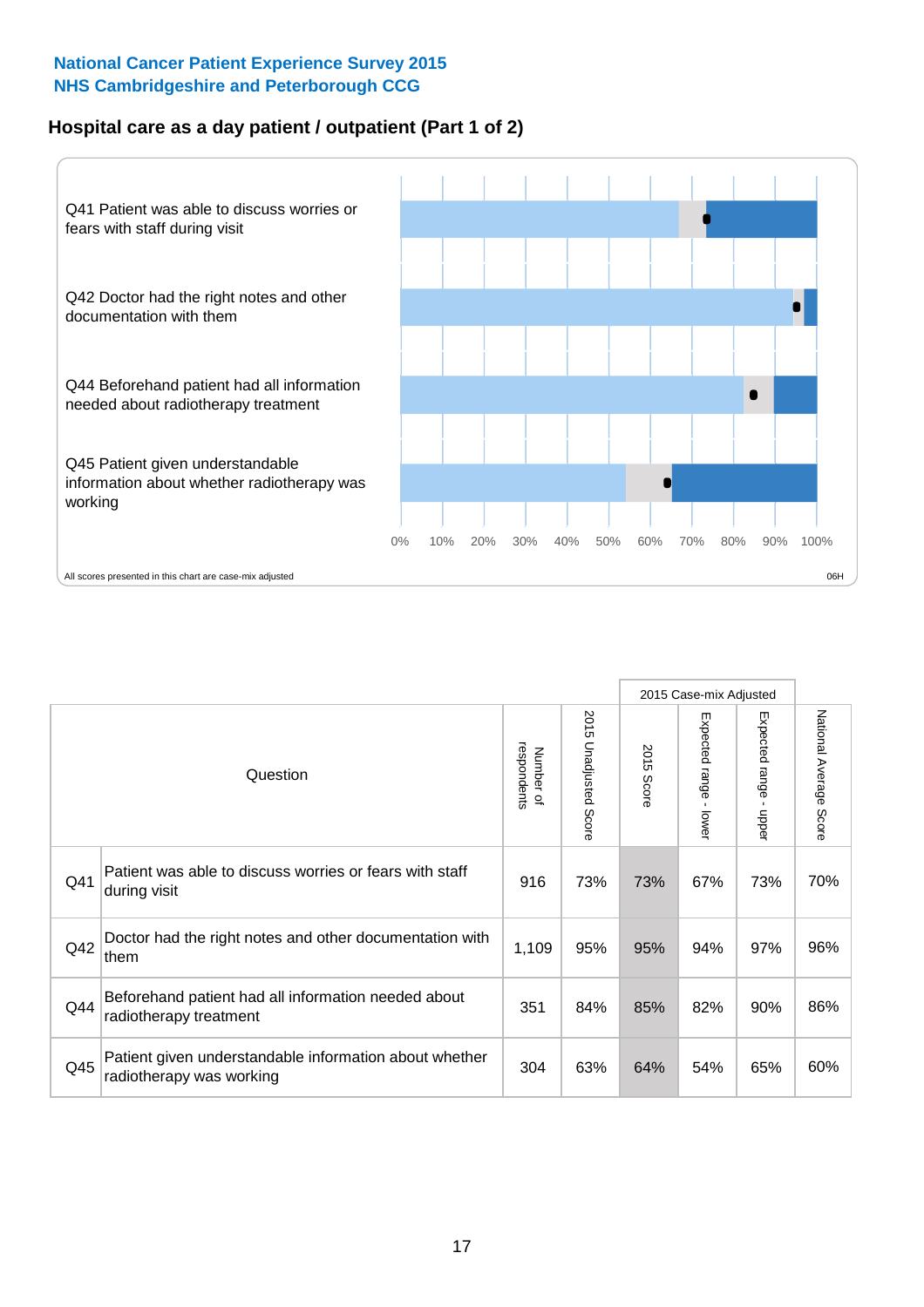**National Cancer Patient Experience Survey 2015**
**NHS Cambridgeshire and Peterborough CCG**

## Hospital care as a day patient / outpatient (Part 1 of 2)

Q41 Patient was able to discuss worries or fears with staff during visit

Q42 Doctor had the right notes and other documentation with them

Q44 Beforehand patient had all information needed about radiotherapy treatment

Q45 Patient given understandable information about whether radiotherapy was working

0% 10% 20% 30% 40% 50% 60% 70% 80% 90% 100%

All scores presented in this chart are case-mix adjusted

06H

| Question | | Number of respondents | 2015 Unadjusted Score | 2015 Case-mix Adjusted | | | National Average Score |
|---|---|---|---|---|---|---|---|
| | | | | 2015 Score | Expected range - lower | Expected range - upper | |
| Q41 | Patient was able to discuss worries or fears with staff during visit | 916 | 73% | 73% | 67% | 73% | 70% |
| Q42 | Doctor had the right notes and other documentation with them | 1,109 | 95% | 95% | 94% | 97% | 96% |
| Q44 | Beforehand patient had all information needed about radiotherapy treatment | 351 | 84% | 85% | 82% | 90% | 86% |
| Q45 | Patient given understandable information about whether radiotherapy was working | 304 | 63% | 64% | 54% | 65% | 60% |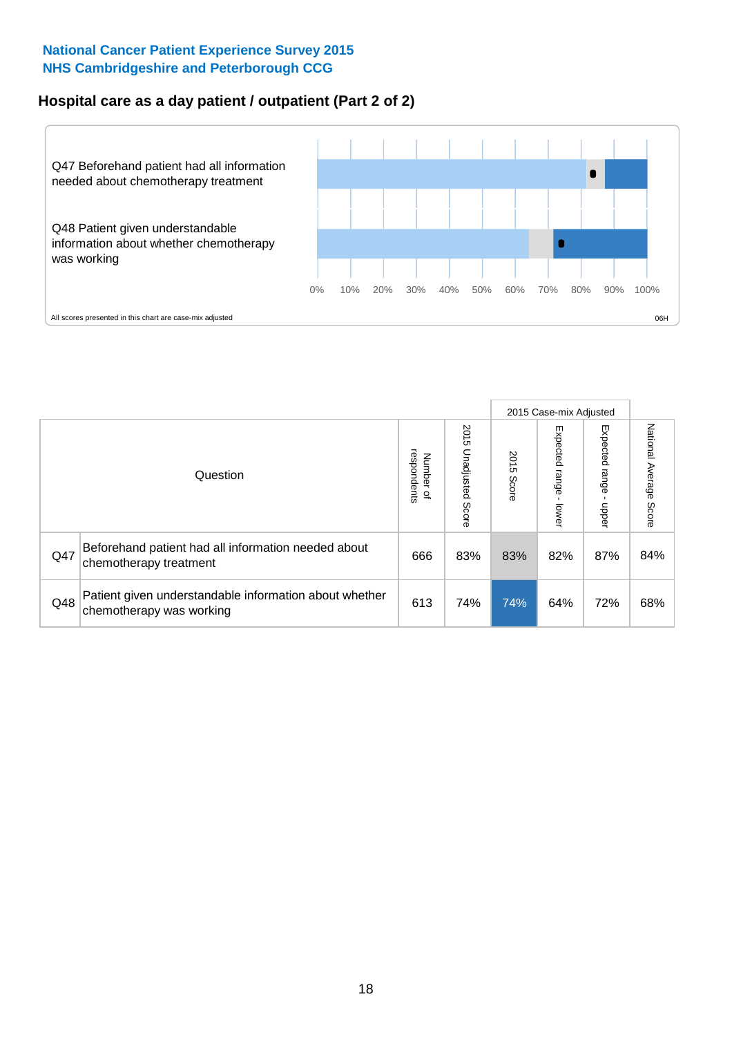National Cancer Patient Experience Survey 2015
NHS Cambridgeshire and Peterborough CCG

## Hospital care as a day patient / outpatient (Part 2 of 2)

Q47 Beforehand patient had all information needed about chemotherapy treatment

Q48 Patient given understandable information about whether chemotherapy was working

0% 10% 20% 30% 40% 50% 60% 70% 80% 90% 100%

All scores presented in this chart are case-mix adjusted

06H

| Question | | Number of respondents | 2015 Unadjusted Score | 2015 Case-mix Adjusted: 2015 Score | 2015 Case-mix Adjusted: Expected range - lower | 2015 Case-mix Adjusted: Expected range - upper | National Average Score |
|---|---|---|---|---|---|---|---|
| Q47 | Beforehand patient had all information needed about chemotherapy treatment | 666 | 83% | 83% | 82% | 87% | 84% |
| Q48 | Patient given understandable information about whether chemotherapy was working | 613 | 74% | 74% | 64% | 72% | 68% |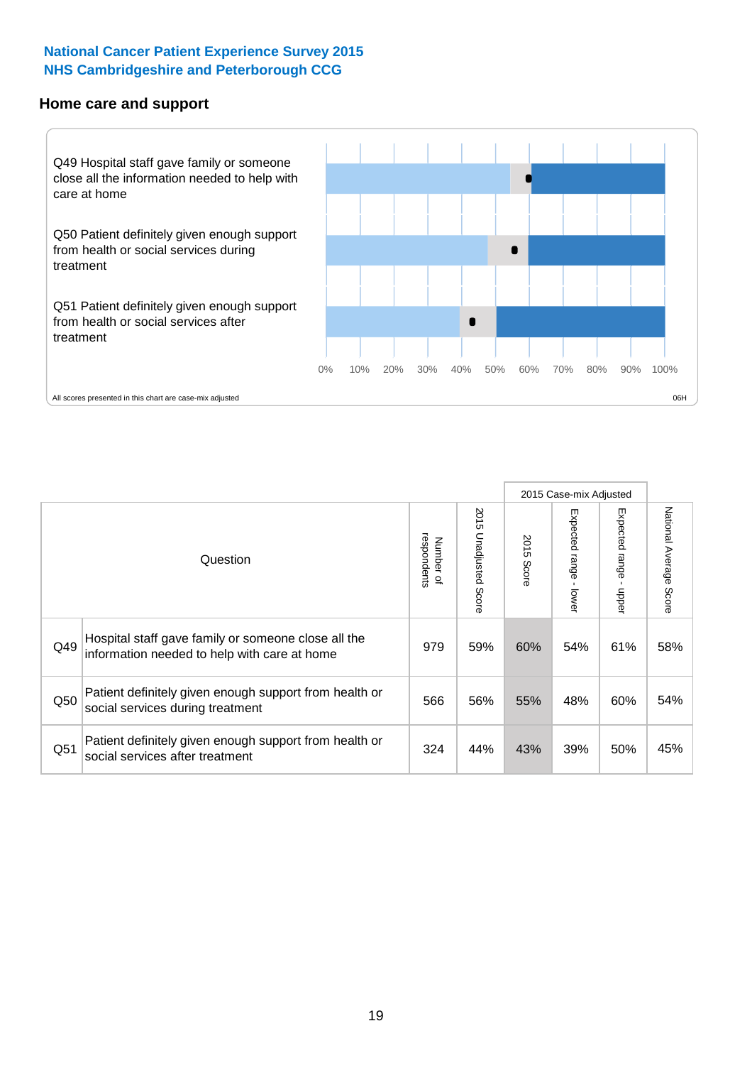**National Cancer Patient Experience Survey 2015**
**NHS Cambridgeshire and Peterborough CCG**

## Home care and support

Q49 Hospital staff gave family or someone close all the information needed to help with care at home

Q50 Patient definitely given enough support from health or social services during treatment

Q51 Patient definitely given enough support from health or social services after treatment

0% 10% 20% 30% 40% 50% 60% 70% 80% 90% 100%

All scores presented in this chart are case-mix adjusted

06H

| Question | | Number of respondents | 2015 Unadjusted Score | 2015 Case-mix Adjusted: 2015 Score | 2015 Case-mix Adjusted: Expected range - lower | 2015 Case-mix Adjusted: Expected range - upper | National Average Score |
|---|---|---|---|---|---|---|---|
| Q49 | Hospital staff gave family or someone close all the information needed to help with care at home | 979 | 59% | 60% | 54% | 61% | 58% |
| Q50 | Patient definitely given enough support from health or social services during treatment | 566 | 56% | 55% | 48% | 60% | 54% |
| Q51 | Patient definitely given enough support from health or social services after treatment | 324 | 44% | 43% | 39% | 50% | 45% |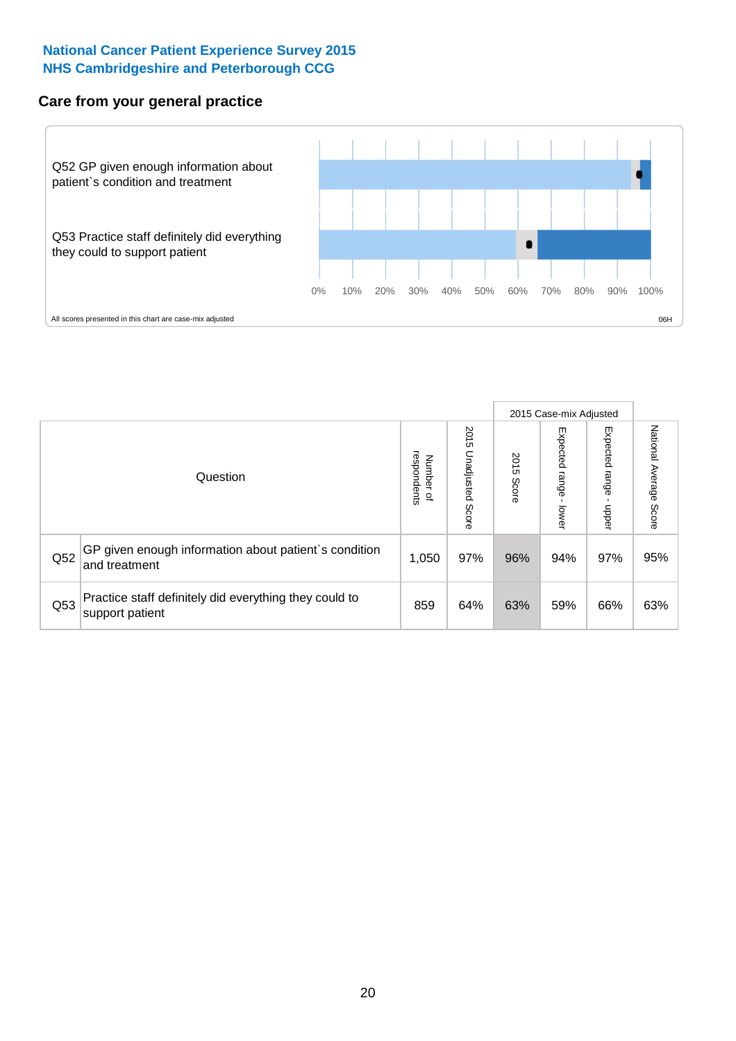**National Cancer Patient Experience Survey 2015**
**NHS Cambridgeshire and Peterborough CCG**

## Care from your general practice

Q52 GP given enough information about patient`s condition and treatment

Q53 Practice staff definitely did everything they could to support patient

0% 10% 20% 30% 40% 50% 60% 70% 80% 90% 100%

All scores presented in this chart are case-mix adjusted

06H

| | Question | Number of respondents | 2015 Unadjusted Score | 2015 Case-mix Adjusted: 2015 Score | 2015 Case-mix Adjusted: Expected range - lower | 2015 Case-mix Adjusted: Expected range - upper | National Average Score |
|---|---|---|---|---|---|---|---|
| Q52 | GP given enough information about patient`s condition and treatment | 1,050 | 97% | 96% | 94% | 97% | 95% |
| Q53 | Practice staff definitely did everything they could to support patient | 859 | 64% | 63% | 59% | 66% | 63% |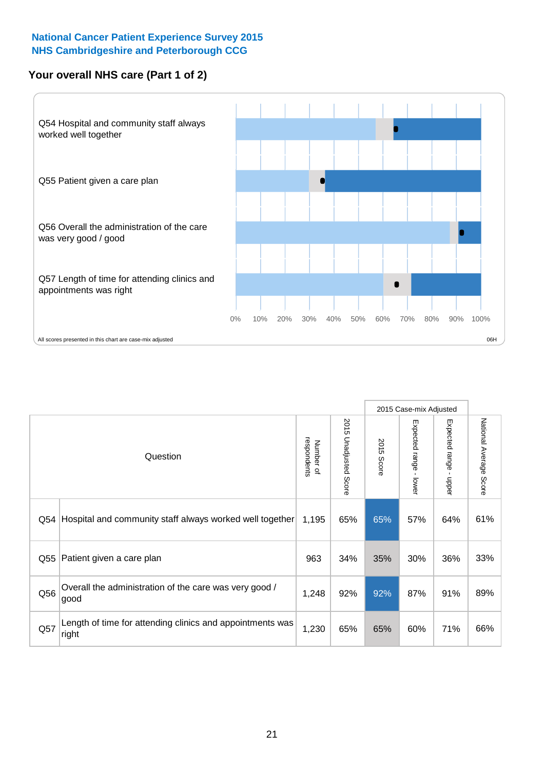National Cancer Patient Experience Survey 2015
NHS Cambridgeshire and Peterborough CCG

## Your overall NHS care (Part 1 of 2)

Q54 Hospital and community staff always worked well together

Q55 Patient given a care plan

Q56 Overall the administration of the care was very good / good

Q57 Length of time for attending clinics and appointments was right

0% 10% 20% 30% 40% 50% 60% 70% 80% 90% 100%

All scores presented in this chart are case-mix adjusted

06H

| Question | | Number of respondents | 2015 Unadjusted Score | 2015 Case-mix Adjusted: 2015 Score | 2015 Case-mix Adjusted: Expected range - lower | 2015 Case-mix Adjusted: Expected range - upper | National Average Score |
|---|---|---|---|---|---|---|---|
| Q54 | Hospital and community staff always worked well together | 1,195 | 65% | 65% | 57% | 64% | 61% |
| Q55 | Patient given a care plan | 963 | 34% | 35% | 30% | 36% | 33% |
| Q56 | Overall the administration of the care was very good / good | 1,248 | 92% | 92% | 87% | 91% | 89% |
| Q57 | Length of time for attending clinics and appointments was right | 1,230 | 65% | 65% | 60% | 71% | 66% |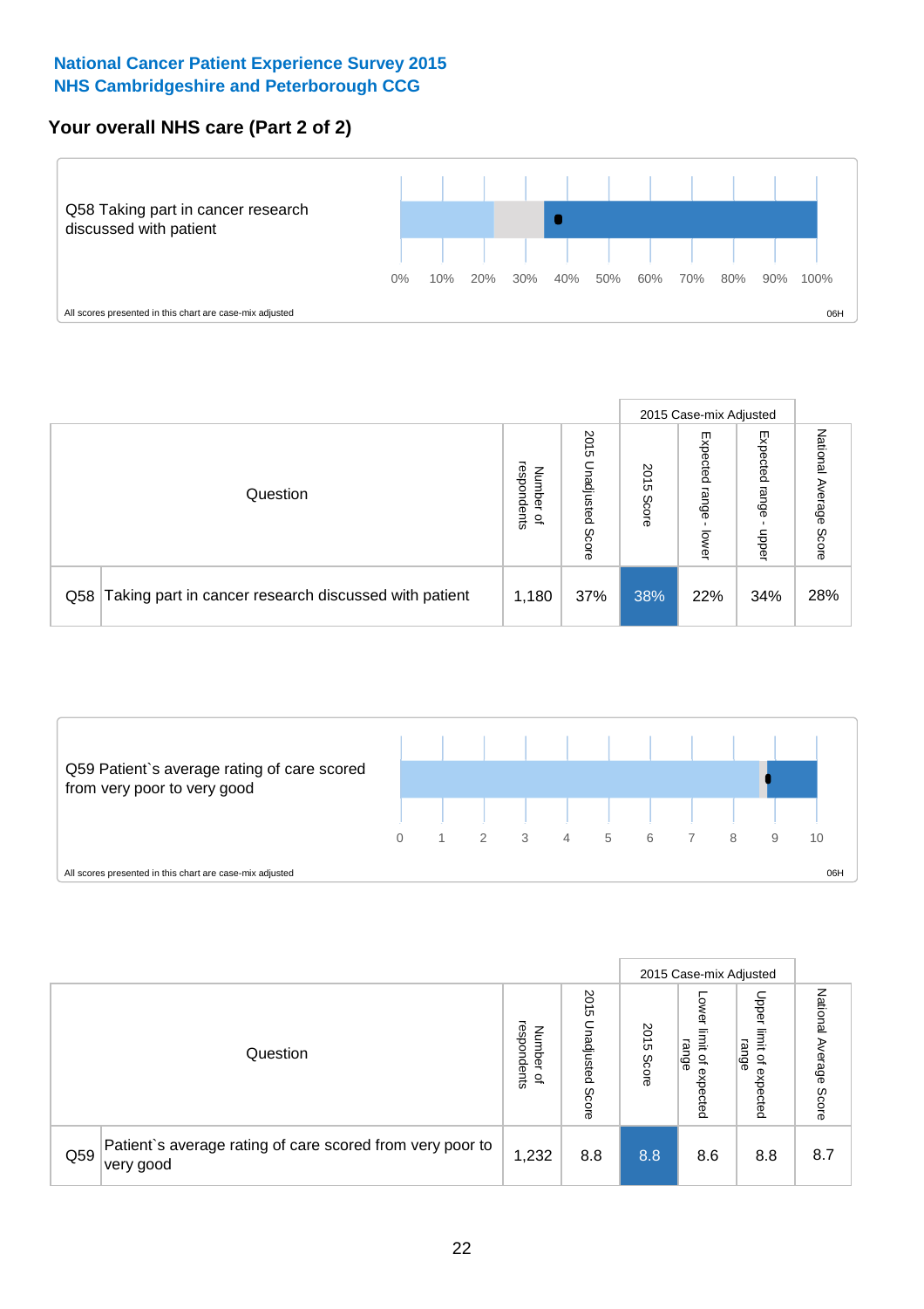**National Cancer Patient Experience Survey 2015**
**NHS Cambridgeshire and Peterborough CCG**

## Your overall NHS care (Part 2 of 2)

Q58 Taking part in cancer research discussed with patient

0% 10% 20% 30% 40% 50% 60% 70% 80% 90% 100%

All scores presented in this chart are case-mix adjusted

06H

| Question | | Number of respondents | 2015 Unadjusted Score | 2015 Case-mix Adjusted | | | National Average Score |
|---|---|---|---|---|---|---|---|
| | | | | 2015 Score | Expected range - lower | Expected range - upper | |
| Q58 | Taking part in cancer research discussed with patient | 1,180 | 37% | 38% | 22% | 34% | 28% |

Q59 Patient`s average rating of care scored from very poor to very good

0 1 2 3 4 5 6 7 8 9 10

All scores presented in this chart are case-mix adjusted

06H

| Question | | Number of respondents | 2015 Unadjusted Score | 2015 Case-mix Adjusted | | | National Average Score |
|---|---|---|---|---|---|---|---|
| | | | | 2015 Score | Lower limit of expected range | Upper limit of expected range | |
| Q59 | Patient`s average rating of care scored from very poor to very good | 1,232 | 8.8 | 8.8 | 8.6 | 8.8 | 8.7 |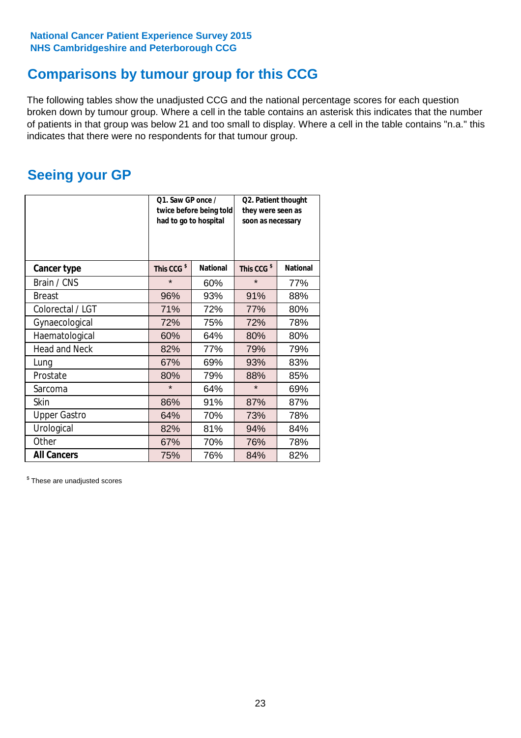National Cancer Patient Experience Survey 2015
NHS Cambridgeshire and Peterborough CCG

## Comparisons by tumour group for this CCG

The following tables show the unadjusted CCG and the national percentage scores for each question broken down by tumour group. Where a cell in the table contains an asterisk this indicates that the number of patients in that group was below 21 and too small to display. Where a cell in the table contains "n.a." this indicates that there were no respondents for that tumour group.

## Seeing your GP

| | Q1. Saw GP once / twice before being told had to go to hospital | | Q2. Patient thought they were seen as soon as necessary | |
|---|---|---|---|---|
| **Cancer type** | **This CCG $** | **National** | **This CCG $** | **National** |
| Brain / CNS | * | 60% | * | 77% |
| Breast | 96% | 93% | 91% | 88% |
| Colorectal / LGT | 71% | 72% | 77% | 80% |
| Gynaecological | 72% | 75% | 72% | 78% |
| Haematological | 60% | 64% | 80% | 80% |
| Head and Neck | 82% | 77% | 79% | 79% |
| Lung | 67% | 69% | 93% | 83% |
| Prostate | 80% | 79% | 88% | 85% |
| Sarcoma | * | 64% | * | 69% |
| Skin | 86% | 91% | 87% | 87% |
| Upper Gastro | 64% | 70% | 73% | 78% |
| Urological | 82% | 81% | 94% | 84% |
| Other | 67% | 70% | 76% | 78% |
| **All Cancers** | 75% | 76% | 84% | 82% |

$ These are unadjusted scores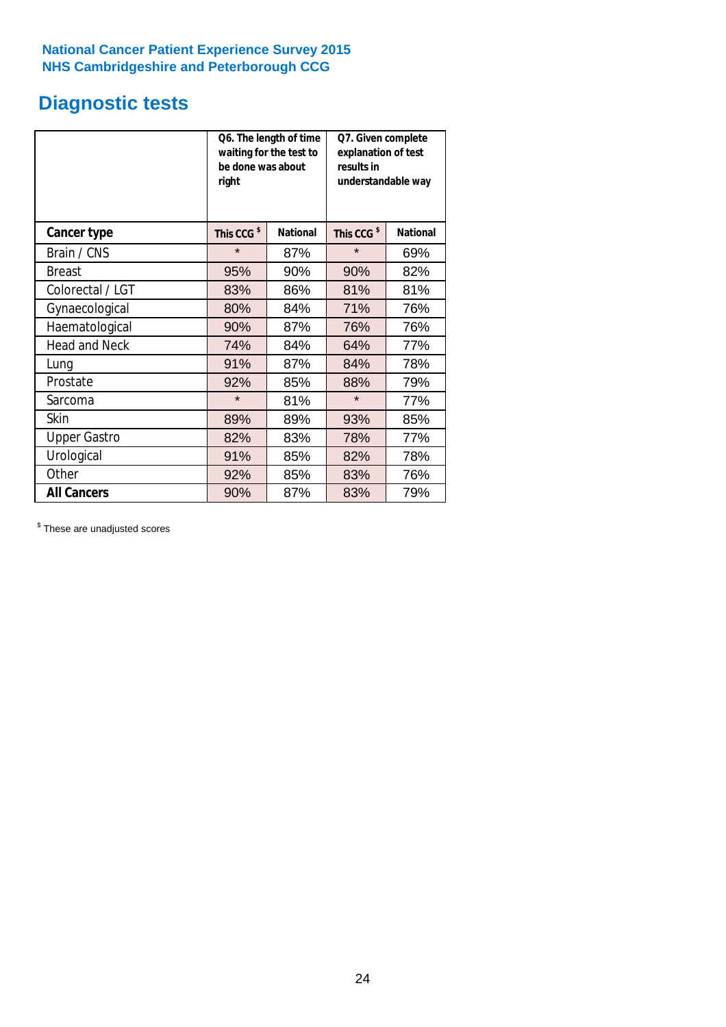**National Cancer Patient Experience Survey 2015**
**NHS Cambridgeshire and Peterborough CCG**

# Diagnostic tests

| | Q6. The length of time waiting for the test to be done was about right | | Q7. Given complete explanation of test results in understandable way | |
|---|---|---|---|---|
| **Cancer type** | **This CCG $** | **National** | **This CCG $** | **National** |
| Brain / CNS | * | 87% | * | 69% |
| Breast | 95% | 90% | 90% | 82% |
| Colorectal / LGT | 83% | 86% | 81% | 81% |
| Gynaecological | 80% | 84% | 71% | 76% |
| Haematological | 90% | 87% | 76% | 76% |
| Head and Neck | 74% | 84% | 64% | 77% |
| Lung | 91% | 87% | 84% | 78% |
| Prostate | 92% | 85% | 88% | 79% |
| Sarcoma | * | 81% | * | 77% |
| Skin | 89% | 89% | 93% | 85% |
| Upper Gastro | 82% | 83% | 78% | 77% |
| Urological | 91% | 85% | 82% | 78% |
| Other | 92% | 85% | 83% | 76% |
| **All Cancers** | 90% | 87% | 83% | 79% |

$ These are unadjusted scores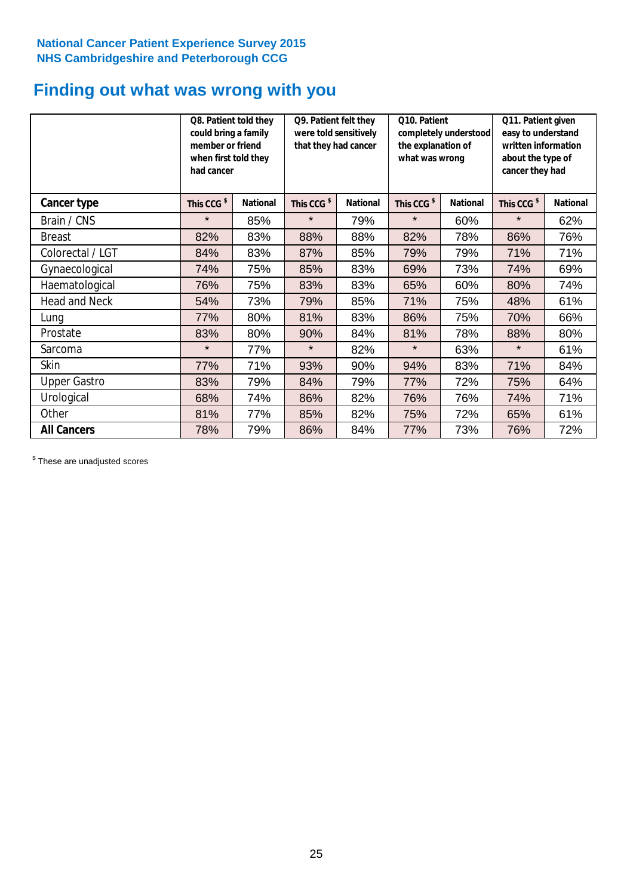National Cancer Patient Experience Survey 2015
NHS Cambridgeshire and Peterborough CCG

# Finding out what was wrong with you

| | Q8. Patient told they could bring a family member or friend when first told they had cancer | | Q9. Patient felt they were told sensitively that they had cancer | | Q10. Patient completely understood the explanation of what was wrong | | Q11. Patient given easy to understand written information about the type of cancer they had | |
|---|---|---|---|---|---|---|---|---|
| **Cancer type** | **This CCG $** | **National** | **This CCG $** | **National** | **This CCG $** | **National** | **This CCG $** | **National** |
| Brain / CNS | * | 85% | * | 79% | * | 60% | * | 62% |
| Breast | 82% | 83% | 88% | 88% | 82% | 78% | 86% | 76% |
| Colorectal / LGT | 84% | 83% | 87% | 85% | 79% | 79% | 71% | 71% |
| Gynaecological | 74% | 75% | 85% | 83% | 69% | 73% | 74% | 69% |
| Haematological | 76% | 75% | 83% | 83% | 65% | 60% | 80% | 74% |
| Head and Neck | 54% | 73% | 79% | 85% | 71% | 75% | 48% | 61% |
| Lung | 77% | 80% | 81% | 83% | 86% | 75% | 70% | 66% |
| Prostate | 83% | 80% | 90% | 84% | 81% | 78% | 88% | 80% |
| Sarcoma | * | 77% | * | 82% | * | 63% | * | 61% |
| Skin | 77% | 71% | 93% | 90% | 94% | 83% | 71% | 84% |
| Upper Gastro | 83% | 79% | 84% | 79% | 77% | 72% | 75% | 64% |
| Urological | 68% | 74% | 86% | 82% | 76% | 76% | 74% | 71% |
| Other | 81% | 77% | 85% | 82% | 75% | 72% | 65% | 61% |
| **All Cancers** | 78% | 79% | 86% | 84% | 77% | 73% | 76% | 72% |

$ These are unadjusted scores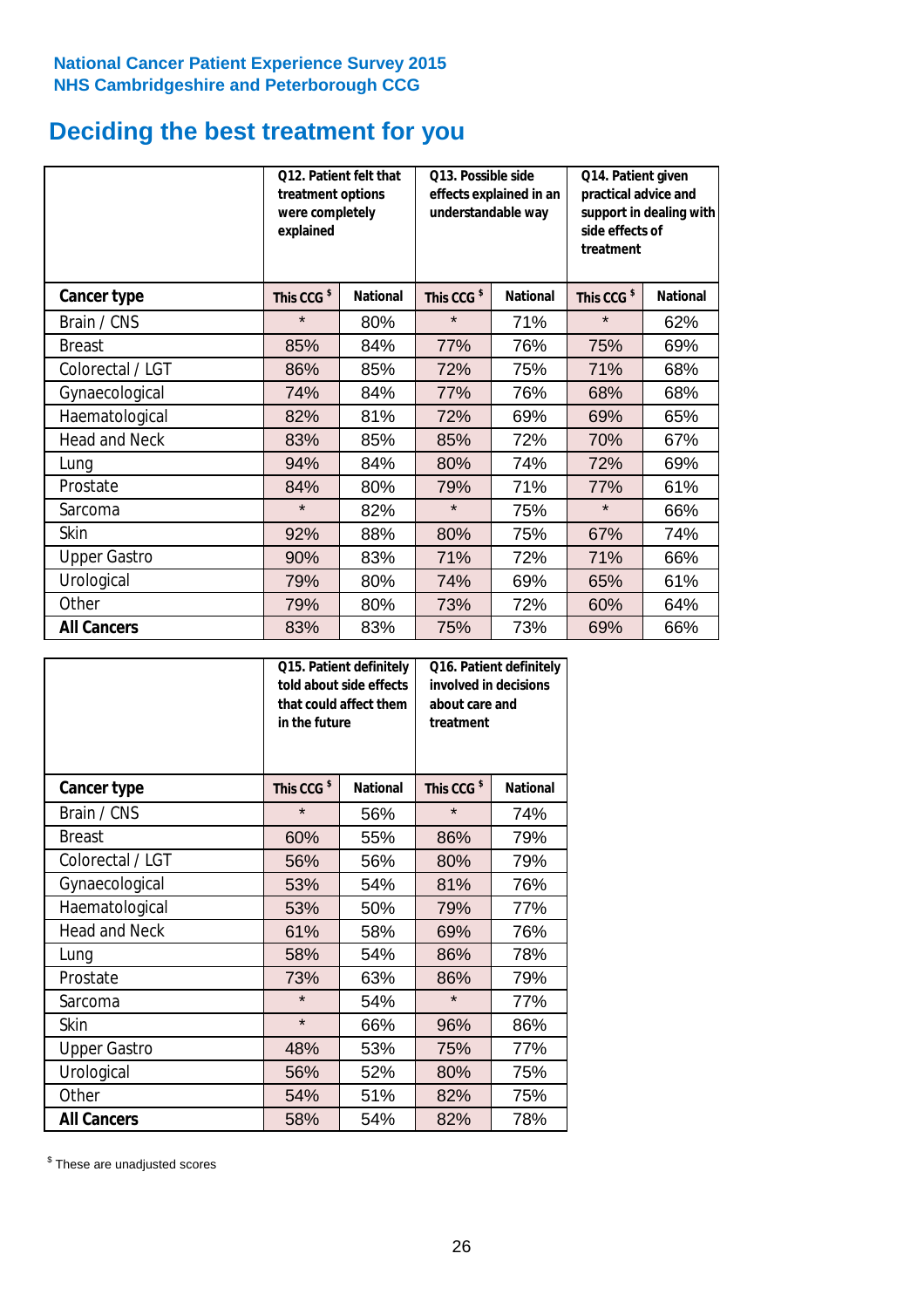National Cancer Patient Experience Survey 2015
NHS Cambridgeshire and Peterborough CCG

# Deciding the best treatment for you

| | Q12. Patient felt that treatment options were completely explained | | Q13. Possible side effects explained in an understandable way | | Q14. Patient given practical advice and support in dealing with side effects of treatment | |
|---|---|---|---|---|---|---|
| **Cancer type** | **This CCG $** | **National** | **This CCG $** | **National** | **This CCG $** | **National** |
| Brain / CNS | * | 80% | * | 71% | * | 62% |
| Breast | 85% | 84% | 77% | 76% | 75% | 69% |
| Colorectal / LGT | 86% | 85% | 72% | 75% | 71% | 68% |
| Gynaecological | 74% | 84% | 77% | 76% | 68% | 68% |
| Haematological | 82% | 81% | 72% | 69% | 69% | 65% |
| Head and Neck | 83% | 85% | 85% | 72% | 70% | 67% |
| Lung | 94% | 84% | 80% | 74% | 72% | 69% |
| Prostate | 84% | 80% | 79% | 71% | 77% | 61% |
| Sarcoma | * | 82% | * | 75% | * | 66% |
| Skin | 92% | 88% | 80% | 75% | 67% | 74% |
| Upper Gastro | 90% | 83% | 71% | 72% | 71% | 66% |
| Urological | 79% | 80% | 74% | 69% | 65% | 61% |
| Other | 79% | 80% | 73% | 72% | 60% | 64% |
| **All Cancers** | 83% | 83% | 75% | 73% | 69% | 66% |

| | Q15. Patient definitely told about side effects that could affect them in the future | | Q16. Patient definitely involved in decisions about care and treatment | |
|---|---|---|---|---|
| **Cancer type** | **This CCG $** | **National** | **This CCG $** | **National** |
| Brain / CNS | * | 56% | * | 74% |
| Breast | 60% | 55% | 86% | 79% |
| Colorectal / LGT | 56% | 56% | 80% | 79% |
| Gynaecological | 53% | 54% | 81% | 76% |
| Haematological | 53% | 50% | 79% | 77% |
| Head and Neck | 61% | 58% | 69% | 76% |
| Lung | 58% | 54% | 86% | 78% |
| Prostate | 73% | 63% | 86% | 79% |
| Sarcoma | * | 54% | * | 77% |
| Skin | * | 66% | 96% | 86% |
| Upper Gastro | 48% | 53% | 75% | 77% |
| Urological | 56% | 52% | 80% | 75% |
| Other | 54% | 51% | 82% | 75% |
| **All Cancers** | 58% | 54% | 82% | 78% |

$ These are unadjusted scores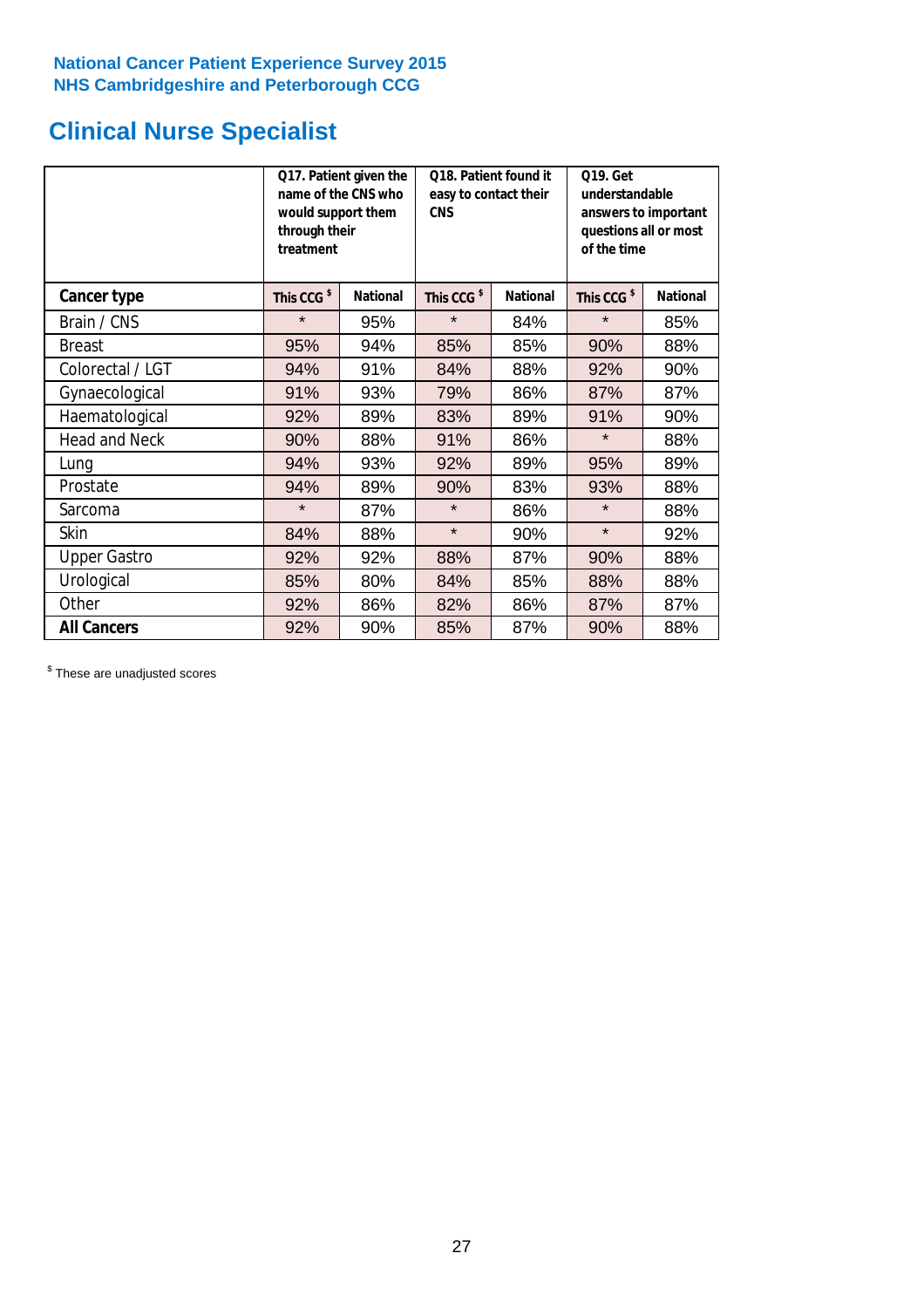National Cancer Patient Experience Survey 2015
NHS Cambridgeshire and Peterborough CCG

# Clinical Nurse Specialist

| | Q17. Patient given the name of the CNS who would support them through their treatment | | Q18. Patient found it easy to contact their CNS | | Q19. Get understandable answers to important questions all or most of the time | |
|---|---|---|---|---|---|---|
| **Cancer type** | **This CCG $** | **National** | **This CCG $** | **National** | **This CCG $** | **National** |
| Brain / CNS | * | 95% | * | 84% | * | 85% |
| Breast | 95% | 94% | 85% | 85% | 90% | 88% |
| Colorectal / LGT | 94% | 91% | 84% | 88% | 92% | 90% |
| Gynaecological | 91% | 93% | 79% | 86% | 87% | 87% |
| Haematological | 92% | 89% | 83% | 89% | 91% | 90% |
| Head and Neck | 90% | 88% | 91% | 86% | * | 88% |
| Lung | 94% | 93% | 92% | 89% | 95% | 89% |
| Prostate | 94% | 89% | 90% | 83% | 93% | 88% |
| Sarcoma | * | 87% | * | 86% | * | 88% |
| Skin | 84% | 88% | * | 90% | * | 92% |
| Upper Gastro | 92% | 92% | 88% | 87% | 90% | 88% |
| Urological | 85% | 80% | 84% | 85% | 88% | 88% |
| Other | 92% | 86% | 82% | 86% | 87% | 87% |
| **All Cancers** | 92% | 90% | 85% | 87% | 90% | 88% |

$ These are unadjusted scores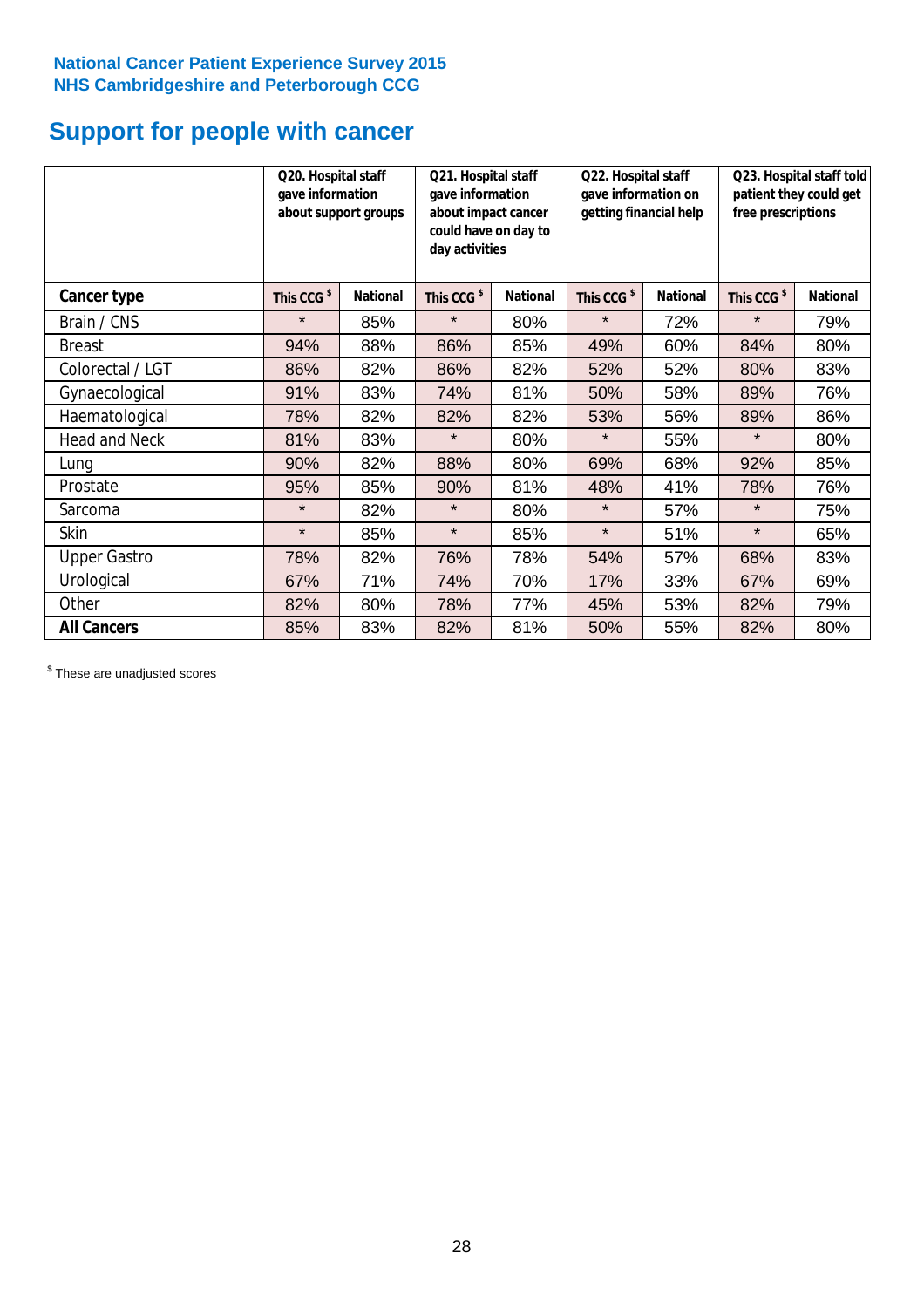National Cancer Patient Experience Survey 2015
NHS Cambridgeshire and Peterborough CCG

# Support for people with cancer

| | Q20. Hospital staff gave information about support groups | | Q21. Hospital staff gave information about impact cancer could have on day to day activities | | Q22. Hospital staff gave information on getting financial help | | Q23. Hospital staff told patient they could get free prescriptions | |
|---|---|---|---|---|---|---|---|---|
| **Cancer type** | This CCG $ | National | This CCG $ | National | This CCG $ | National | This CCG $ | National |
| Brain / CNS | * | 85% | * | 80% | * | 72% | * | 79% |
| Breast | 94% | 88% | 86% | 85% | 49% | 60% | 84% | 80% |
| Colorectal / LGT | 86% | 82% | 86% | 82% | 52% | 52% | 80% | 83% |
| Gynaecological | 91% | 83% | 74% | 81% | 50% | 58% | 89% | 76% |
| Haematological | 78% | 82% | 82% | 82% | 53% | 56% | 89% | 86% |
| Head and Neck | 81% | 83% | * | 80% | * | 55% | * | 80% |
| Lung | 90% | 82% | 88% | 80% | 69% | 68% | 92% | 85% |
| Prostate | 95% | 85% | 90% | 81% | 48% | 41% | 78% | 76% |
| Sarcoma | * | 82% | * | 80% | * | 57% | * | 75% |
| Skin | * | 85% | * | 85% | * | 51% | * | 65% |
| Upper Gastro | 78% | 82% | 76% | 78% | 54% | 57% | 68% | 83% |
| Urological | 67% | 71% | 74% | 70% | 17% | 33% | 67% | 69% |
| Other | 82% | 80% | 78% | 77% | 45% | 53% | 82% | 79% |
| **All Cancers** | 85% | 83% | 82% | 81% | 50% | 55% | 82% | 80% |

$ These are unadjusted scores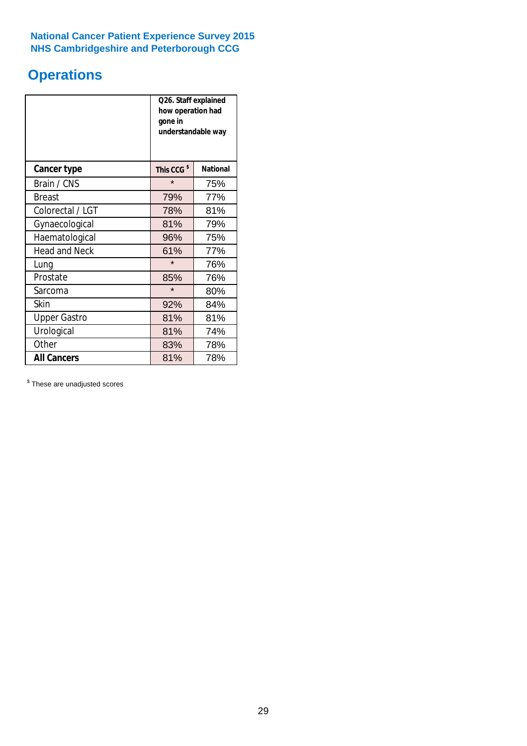National Cancer Patient Experience Survey 2015
NHS Cambridgeshire and Peterborough CCG

# Operations

| | Q26. Staff explained how operation had gone in understandable way | |
|---|---|---|
| **Cancer type** | **This CCG $** | **National** |
| Brain / CNS | * | 75% |
| Breast | 79% | 77% |
| Colorectal / LGT | 78% | 81% |
| Gynaecological | 81% | 79% |
| Haematological | 96% | 75% |
| Head and Neck | 61% | 77% |
| Lung | * | 76% |
| Prostate | 85% | 76% |
| Sarcoma | * | 80% |
| Skin | 92% | 84% |
| Upper Gastro | 81% | 81% |
| Urological | 81% | 74% |
| Other | 83% | 78% |
| **All Cancers** | 81% | 78% |

$ These are unadjusted scores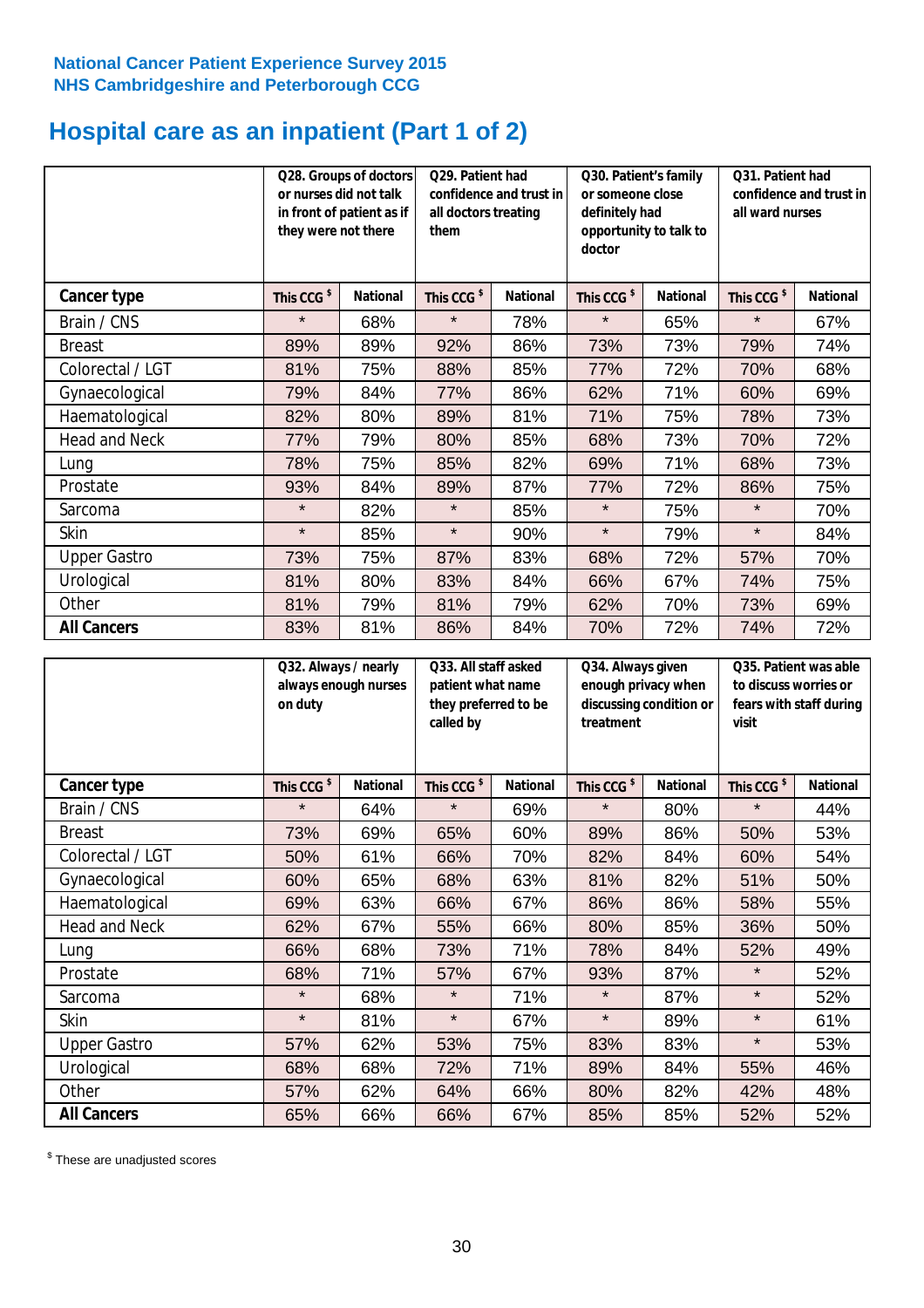National Cancer Patient Experience Survey 2015
NHS Cambridgeshire and Peterborough CCG

# Hospital care as an inpatient (Part 1 of 2)

| | Q28. Groups of doctors or nurses did not talk in front of patient as if they were not there | | Q29. Patient had confidence and trust in all doctors treating them | | Q30. Patient's family or someone close definitely had opportunity to talk to doctor | | Q31. Patient had confidence and trust in all ward nurses | |
|---|---|---|---|---|---|---|---|---|
| **Cancer type** | This CCG $ | National | This CCG $ | National | This CCG $ | National | This CCG $ | National |
| Brain / CNS | * | 68% | * | 78% | * | 65% | * | 67% |
| Breast | 89% | 89% | 92% | 86% | 73% | 73% | 79% | 74% |
| Colorectal / LGT | 81% | 75% | 88% | 85% | 77% | 72% | 70% | 68% |
| Gynaecological | 79% | 84% | 77% | 86% | 62% | 71% | 60% | 69% |
| Haematological | 82% | 80% | 89% | 81% | 71% | 75% | 78% | 73% |
| Head and Neck | 77% | 79% | 80% | 85% | 68% | 73% | 70% | 72% |
| Lung | 78% | 75% | 85% | 82% | 69% | 71% | 68% | 73% |
| Prostate | 93% | 84% | 89% | 87% | 77% | 72% | 86% | 75% |
| Sarcoma | * | 82% | * | 85% | * | 75% | * | 70% |
| Skin | * | 85% | * | 90% | * | 79% | * | 84% |
| Upper Gastro | 73% | 75% | 87% | 83% | 68% | 72% | 57% | 70% |
| Urological | 81% | 80% | 83% | 84% | 66% | 67% | 74% | 75% |
| Other | 81% | 79% | 81% | 79% | 62% | 70% | 73% | 69% |
| **All Cancers** | 83% | 81% | 86% | 84% | 70% | 72% | 74% | 72% |

| | Q32. Always / nearly always enough nurses on duty | | Q33. All staff asked patient what name they preferred to be called by | | Q34. Always given enough privacy when discussing condition or treatment | | Q35. Patient was able to discuss worries or fears with staff during visit | |
|---|---|---|---|---|---|---|---|---|
| **Cancer type** | This CCG $ | National | This CCG $ | National | This CCG $ | National | This CCG $ | National |
| Brain / CNS | * | 64% | * | 69% | * | 80% | * | 44% |
| Breast | 73% | 69% | 65% | 60% | 89% | 86% | 50% | 53% |
| Colorectal / LGT | 50% | 61% | 66% | 70% | 82% | 84% | 60% | 54% |
| Gynaecological | 60% | 65% | 68% | 63% | 81% | 82% | 51% | 50% |
| Haematological | 69% | 63% | 66% | 67% | 86% | 86% | 58% | 55% |
| Head and Neck | 62% | 67% | 55% | 66% | 80% | 85% | 36% | 50% |
| Lung | 66% | 68% | 73% | 71% | 78% | 84% | 52% | 49% |
| Prostate | 68% | 71% | 57% | 67% | 93% | 87% | * | 52% |
| Sarcoma | * | 68% | * | 71% | * | 87% | * | 52% |
| Skin | * | 81% | * | 67% | * | 89% | * | 61% |
| Upper Gastro | 57% | 62% | 53% | 75% | 83% | 83% | * | 53% |
| Urological | 68% | 68% | 72% | 71% | 89% | 84% | 55% | 46% |
| Other | 57% | 62% | 64% | 66% | 80% | 82% | 42% | 48% |
| **All Cancers** | 65% | 66% | 66% | 67% | 85% | 85% | 52% | 52% |

$ These are unadjusted scores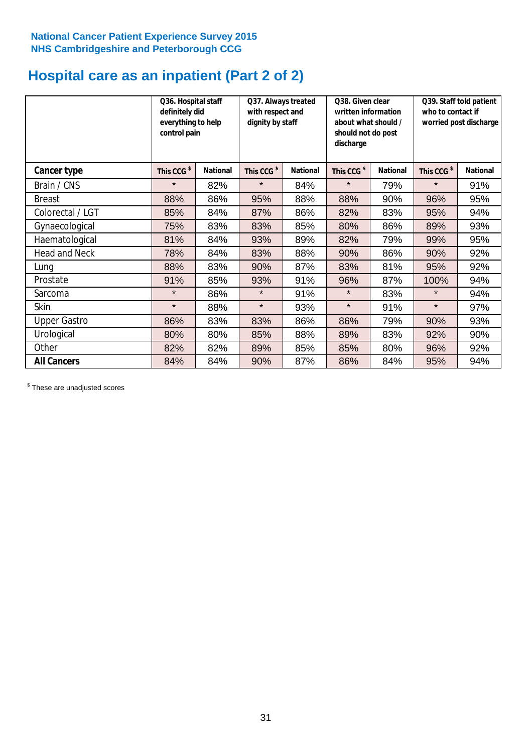**National Cancer Patient Experience Survey 2015**
**NHS Cambridgeshire and Peterborough CCG**

# Hospital care as an inpatient (Part 2 of 2)

| | Q36. Hospital staff definitely did everything to help control pain | | Q37. Always treated with respect and dignity by staff | | Q38. Given clear written information about what should / should not do post discharge | | Q39. Staff told patient who to contact if worried post discharge | |
|---|---|---|---|---|---|---|---|---|
| **Cancer type** | **This CCG $** | **National** | **This CCG $** | **National** | **This CCG $** | **National** | **This CCG $** | **National** |
| Brain / CNS | * | 82% | * | 84% | * | 79% | * | 91% |
| Breast | 88% | 86% | 95% | 88% | 88% | 90% | 96% | 95% |
| Colorectal / LGT | 85% | 84% | 87% | 86% | 82% | 83% | 95% | 94% |
| Gynaecological | 75% | 83% | 83% | 85% | 80% | 86% | 89% | 93% |
| Haematological | 81% | 84% | 93% | 89% | 82% | 79% | 99% | 95% |
| Head and Neck | 78% | 84% | 83% | 88% | 90% | 86% | 90% | 92% |
| Lung | 88% | 83% | 90% | 87% | 83% | 81% | 95% | 92% |
| Prostate | 91% | 85% | 93% | 91% | 96% | 87% | 100% | 94% |
| Sarcoma | * | 86% | * | 91% | * | 83% | * | 94% |
| Skin | * | 88% | * | 93% | * | 91% | * | 97% |
| Upper Gastro | 86% | 83% | 83% | 86% | 86% | 79% | 90% | 93% |
| Urological | 80% | 80% | 85% | 88% | 89% | 83% | 92% | 90% |
| Other | 82% | 82% | 89% | 85% | 85% | 80% | 96% | 92% |
| **All Cancers** | 84% | 84% | 90% | 87% | 86% | 84% | 95% | 94% |

$ These are unadjusted scores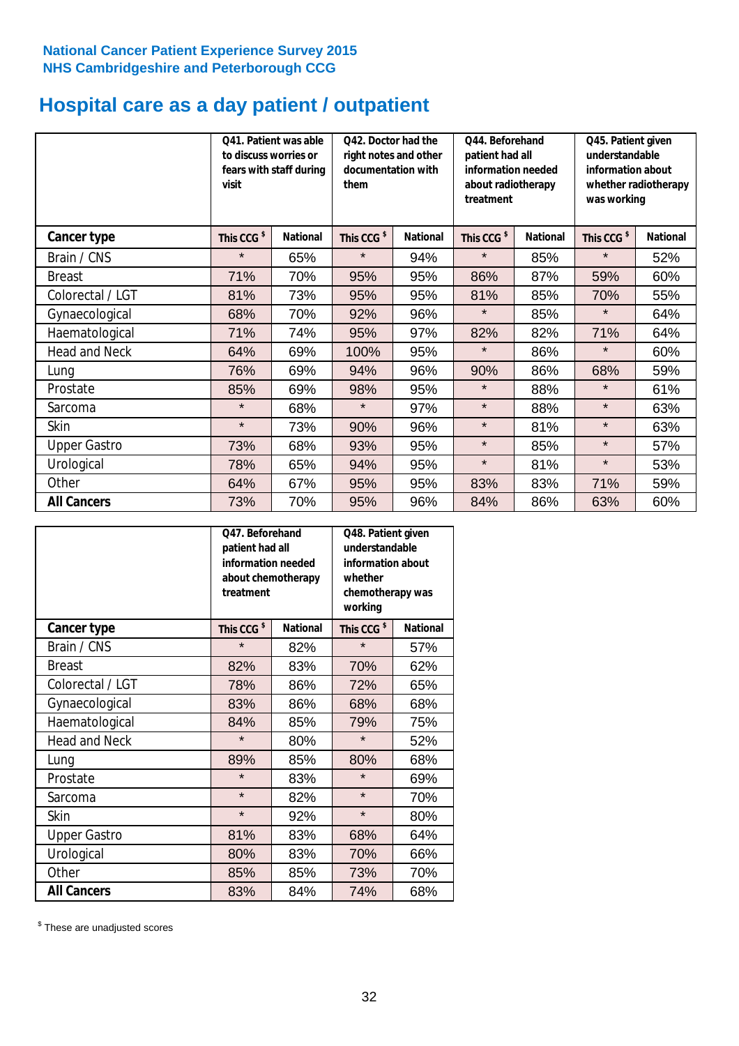National Cancer Patient Experience Survey 2015
NHS Cambridgeshire and Peterborough CCG

# Hospital care as a day patient / outpatient

| | Q41. Patient was able to discuss worries or fears with staff during visit | | Q42. Doctor had the right notes and other documentation with them | | Q44. Beforehand patient had all information needed about radiotherapy treatment | | Q45. Patient given understandable information about whether radiotherapy was working | |
|---|---|---|---|---|---|---|---|---|
| **Cancer type** | This CCG $ | National | This CCG $ | National | This CCG $ | National | This CCG $ | National |
| Brain / CNS | * | 65% | * | 94% | * | 85% | * | 52% |
| Breast | 71% | 70% | 95% | 95% | 86% | 87% | 59% | 60% |
| Colorectal / LGT | 81% | 73% | 95% | 95% | 81% | 85% | 70% | 55% |
| Gynaecological | 68% | 70% | 92% | 96% | * | 85% | * | 64% |
| Haematological | 71% | 74% | 95% | 97% | 82% | 82% | 71% | 64% |
| Head and Neck | 64% | 69% | 100% | 95% | * | 86% | * | 60% |
| Lung | 76% | 69% | 94% | 96% | 90% | 86% | 68% | 59% |
| Prostate | 85% | 69% | 98% | 95% | * | 88% | * | 61% |
| Sarcoma | * | 68% | * | 97% | * | 88% | * | 63% |
| Skin | * | 73% | 90% | 96% | * | 81% | * | 63% |
| Upper Gastro | 73% | 68% | 93% | 95% | * | 85% | * | 57% |
| Urological | 78% | 65% | 94% | 95% | * | 81% | * | 53% |
| Other | 64% | 67% | 95% | 95% | 83% | 83% | 71% | 59% |
| **All Cancers** | 73% | 70% | 95% | 96% | 84% | 86% | 63% | 60% |

| | Q47. Beforehand patient had all information needed about chemotherapy treatment | | Q48. Patient given understandable information about whether chemotherapy was working | |
|---|---|---|---|---|
| **Cancer type** | This CCG $ | National | This CCG $ | National |
| Brain / CNS | * | 82% | * | 57% |
| Breast | 82% | 83% | 70% | 62% |
| Colorectal / LGT | 78% | 86% | 72% | 65% |
| Gynaecological | 83% | 86% | 68% | 68% |
| Haematological | 84% | 85% | 79% | 75% |
| Head and Neck | * | 80% | * | 52% |
| Lung | 89% | 85% | 80% | 68% |
| Prostate | * | 83% | * | 69% |
| Sarcoma | * | 82% | * | 70% |
| Skin | * | 92% | * | 80% |
| Upper Gastro | 81% | 83% | 68% | 64% |
| Urological | 80% | 83% | 70% | 66% |
| Other | 85% | 85% | 73% | 70% |
| **All Cancers** | 83% | 84% | 74% | 68% |

$ These are unadjusted scores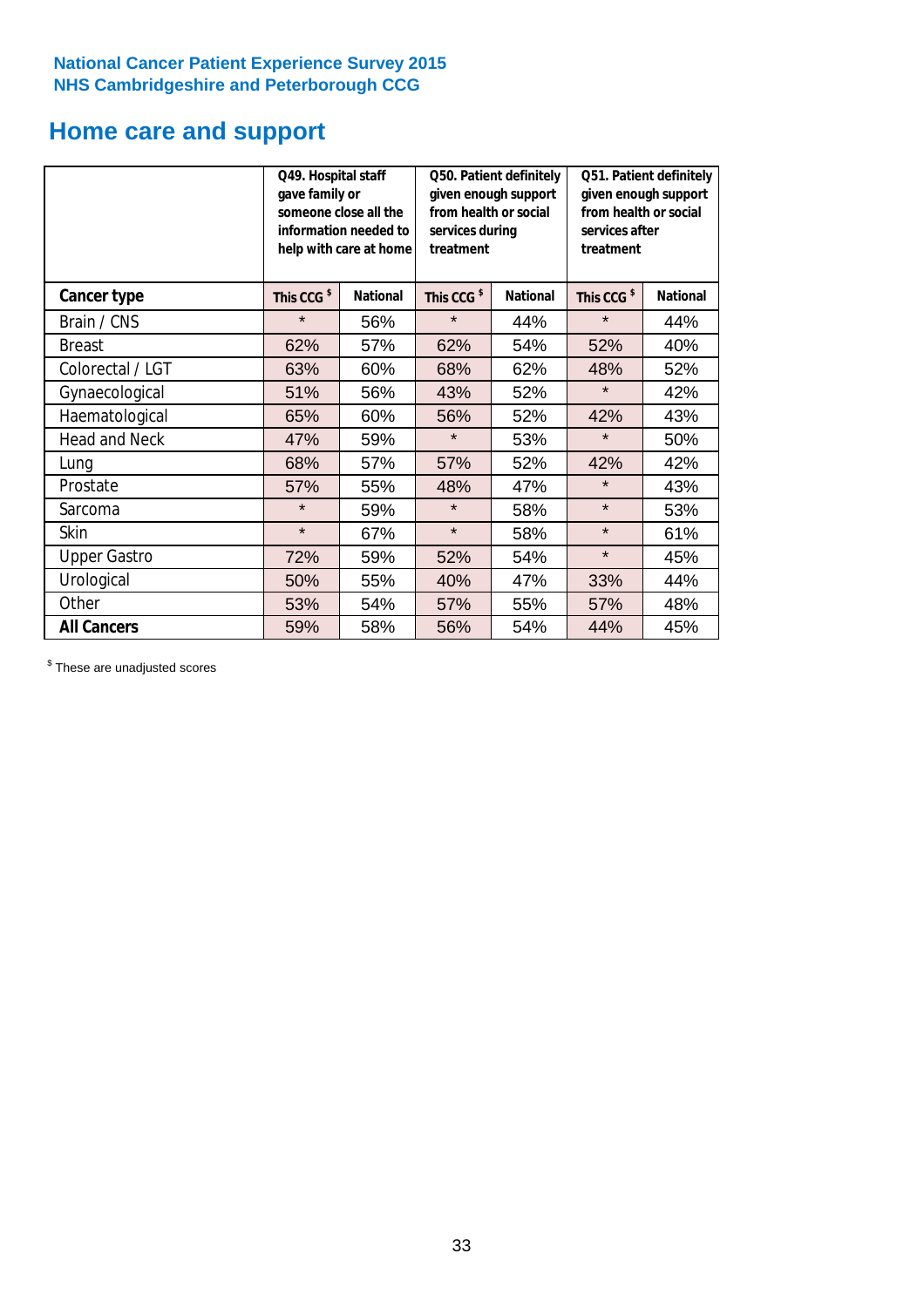**National Cancer Patient Experience Survey 2015**
**NHS Cambridgeshire and Peterborough CCG**

# Home care and support

| | Q49. Hospital staff gave family or someone close all the information needed to help with care at home | | Q50. Patient definitely given enough support from health or social services during treatment | | Q51. Patient definitely given enough support from health or social services after treatment | |
|---|---|---|---|---|---|---|
| **Cancer type** | **This CCG $** | **National** | **This CCG $** | **National** | **This CCG $** | **National** |
| Brain / CNS | * | 56% | * | 44% | * | 44% |
| Breast | 62% | 57% | 62% | 54% | 52% | 40% |
| Colorectal / LGT | 63% | 60% | 68% | 62% | 48% | 52% |
| Gynaecological | 51% | 56% | 43% | 52% | * | 42% |
| Haematological | 65% | 60% | 56% | 52% | 42% | 43% |
| Head and Neck | 47% | 59% | * | 53% | * | 50% |
| Lung | 68% | 57% | 57% | 52% | 42% | 42% |
| Prostate | 57% | 55% | 48% | 47% | * | 43% |
| Sarcoma | * | 59% | * | 58% | * | 53% |
| Skin | * | 67% | * | 58% | * | 61% |
| Upper Gastro | 72% | 59% | 52% | 54% | * | 45% |
| Urological | 50% | 55% | 40% | 47% | 33% | 44% |
| Other | 53% | 54% | 57% | 55% | 57% | 48% |
| **All Cancers** | 59% | 58% | 56% | 54% | 44% | 45% |

$ These are unadjusted scores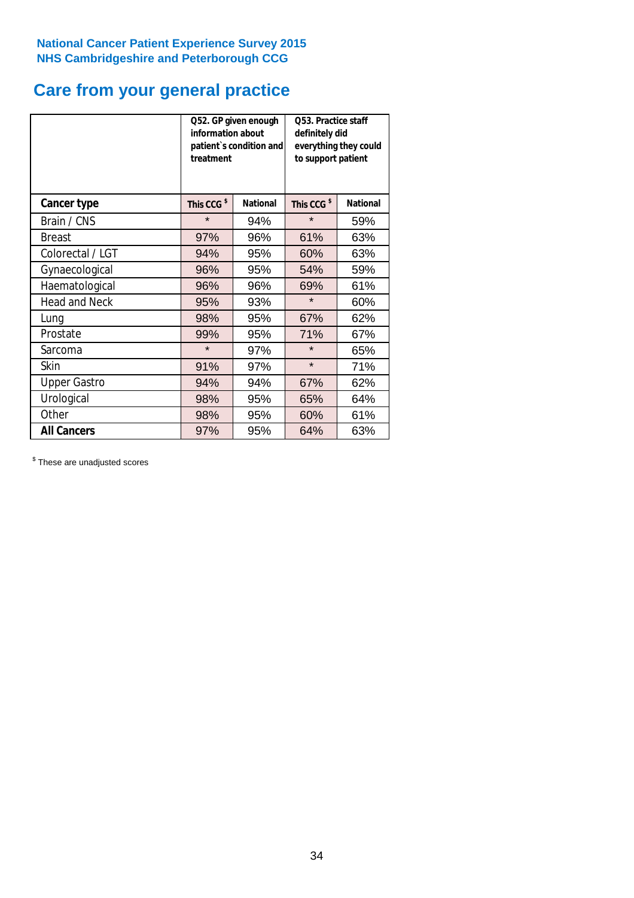**National Cancer Patient Experience Survey 2015**
**NHS Cambridgeshire and Peterborough CCG**

# Care from your general practice

| | Q52. GP given enough information about patient`s condition and treatment | | Q53. Practice staff definitely did everything they could to support patient | |
|---|---|---|---|---|
| **Cancer type** | **This CCG $** | **National** | **This CCG $** | **National** |
| Brain / CNS | * | 94% | * | 59% |
| Breast | 97% | 96% | 61% | 63% |
| Colorectal / LGT | 94% | 95% | 60% | 63% |
| Gynaecological | 96% | 95% | 54% | 59% |
| Haematological | 96% | 96% | 69% | 61% |
| Head and Neck | 95% | 93% | * | 60% |
| Lung | 98% | 95% | 67% | 62% |
| Prostate | 99% | 95% | 71% | 67% |
| Sarcoma | * | 97% | * | 65% |
| Skin | 91% | 97% | * | 71% |
| Upper Gastro | 94% | 94% | 67% | 62% |
| Urological | 98% | 95% | 65% | 64% |
| Other | 98% | 95% | 60% | 61% |
| **All Cancers** | 97% | 95% | 64% | 63% |

$ These are unadjusted scores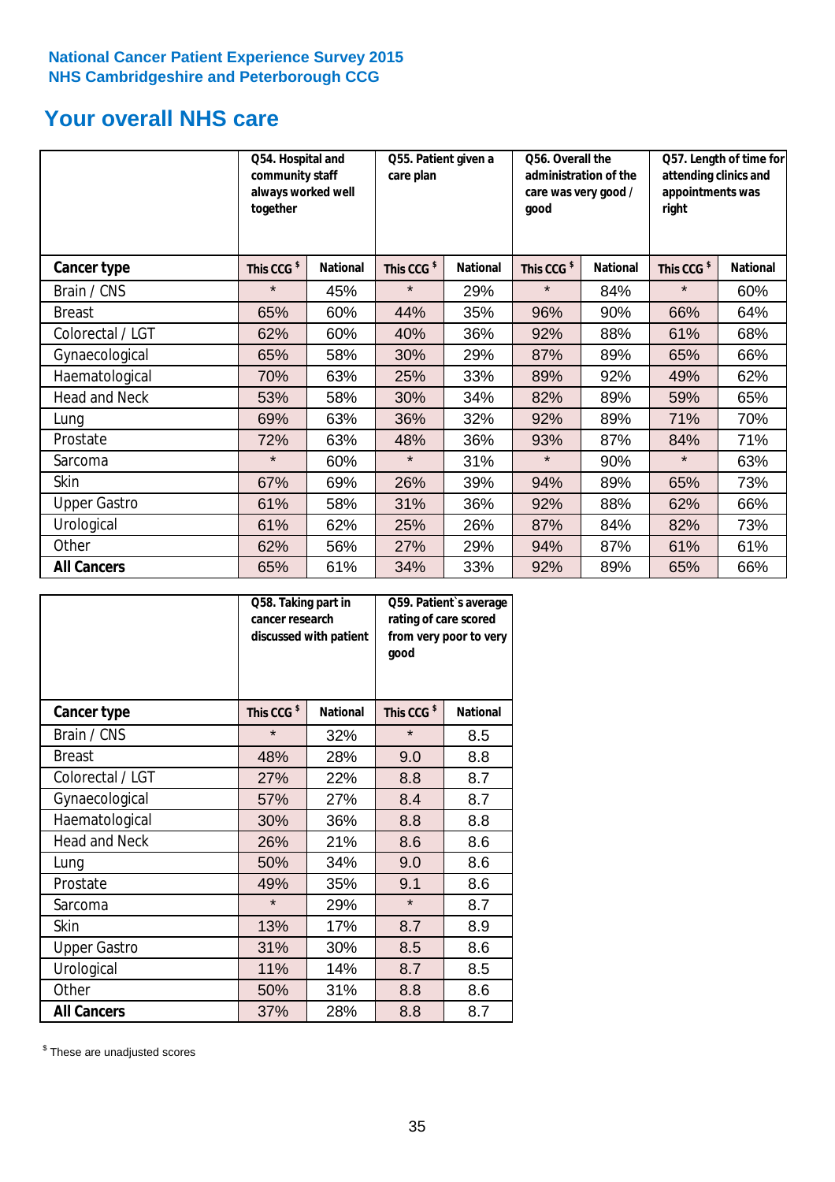National Cancer Patient Experience Survey 2015
NHS Cambridgeshire and Peterborough CCG

# Your overall NHS care

| | Q54. Hospital and community staff always worked well together | | Q55. Patient given a care plan | | Q56. Overall the administration of the care was very good / good | | Q57. Length of time for attending clinics and appointments was right | |
|---|---|---|---|---|---|---|---|---|
| **Cancer type** | This CCG $ | National | This CCG $ | National | This CCG $ | National | This CCG $ | National |
| Brain / CNS | * | 45% | * | 29% | * | 84% | * | 60% |
| Breast | 65% | 60% | 44% | 35% | 96% | 90% | 66% | 64% |
| Colorectal / LGT | 62% | 60% | 40% | 36% | 92% | 88% | 61% | 68% |
| Gynaecological | 65% | 58% | 30% | 29% | 87% | 89% | 65% | 66% |
| Haematological | 70% | 63% | 25% | 33% | 89% | 92% | 49% | 62% |
| Head and Neck | 53% | 58% | 30% | 34% | 82% | 89% | 59% | 65% |
| Lung | 69% | 63% | 36% | 32% | 92% | 89% | 71% | 70% |
| Prostate | 72% | 63% | 48% | 36% | 93% | 87% | 84% | 71% |
| Sarcoma | * | 60% | * | 31% | * | 90% | * | 63% |
| Skin | 67% | 69% | 26% | 39% | 94% | 89% | 65% | 73% |
| Upper Gastro | 61% | 58% | 31% | 36% | 92% | 88% | 62% | 66% |
| Urological | 61% | 62% | 25% | 26% | 87% | 84% | 82% | 73% |
| Other | 62% | 56% | 27% | 29% | 94% | 87% | 61% | 61% |
| **All Cancers** | 65% | 61% | 34% | 33% | 92% | 89% | 65% | 66% |

| | Q58. Taking part in cancer research discussed with patient | | Q59. Patient`s average rating of care scored from very poor to very good | |
|---|---|---|---|---|
| **Cancer type** | This CCG $ | National | This CCG $ | National |
| Brain / CNS | * | 32% | * | 8.5 |
| Breast | 48% | 28% | 9.0 | 8.8 |
| Colorectal / LGT | 27% | 22% | 8.8 | 8.7 |
| Gynaecological | 57% | 27% | 8.4 | 8.7 |
| Haematological | 30% | 36% | 8.8 | 8.8 |
| Head and Neck | 26% | 21% | 8.6 | 8.6 |
| Lung | 50% | 34% | 9.0 | 8.6 |
| Prostate | 49% | 35% | 9.1 | 8.6 |
| Sarcoma | * | 29% | * | 8.7 |
| Skin | 13% | 17% | 8.7 | 8.9 |
| Upper Gastro | 31% | 30% | 8.5 | 8.6 |
| Urological | 11% | 14% | 8.7 | 8.5 |
| Other | 50% | 31% | 8.8 | 8.6 |
| **All Cancers** | 37% | 28% | 8.8 | 8.7 |

$ These are unadjusted scores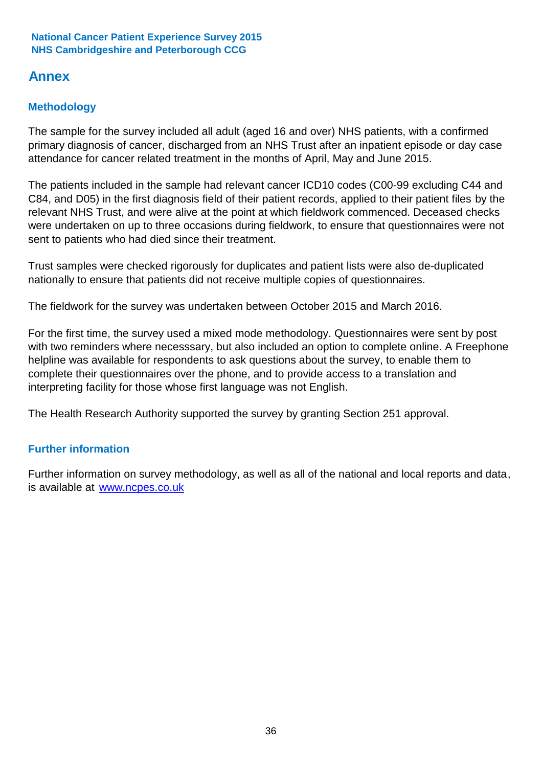## Annex

### Methodology

The sample for the survey included all adult (aged 16 and over) NHS patients, with a confirmed primary diagnosis of cancer, discharged from an NHS Trust after an inpatient episode or day case attendance for cancer related treatment in the months of April, May and June 2015.

The patients included in the sample had relevant cancer ICD10 codes (C00-99 excluding C44 and C84, and D05) in the first diagnosis field of their patient records, applied to their patient files by the relevant NHS Trust, and were alive at the point at which fieldwork commenced. Deceased checks were undertaken on up to three occasions during fieldwork, to ensure that questionnaires were not sent to patients who had died since their treatment.

Trust samples were checked rigorously for duplicates and patient lists were also de-duplicated nationally to ensure that patients did not receive multiple copies of questionnaires.

The fieldwork for the survey was undertaken between October 2015 and March 2016.

For the first time, the survey used a mixed mode methodology. Questionnaires were sent by post with two reminders where necesssary, but also included an option to complete online. A Freephone helpline was available for respondents to ask questions about the survey, to enable them to complete their questionnaires over the phone, and to provide access to a translation and interpreting facility for those whose first language was not English.

The Health Research Authority supported the survey by granting Section 251 approval.

### Further information

Further information on survey methodology, as well as all of the national and local reports and data, is available at [www.ncpes.co.uk](http://www.ncpes.co.uk)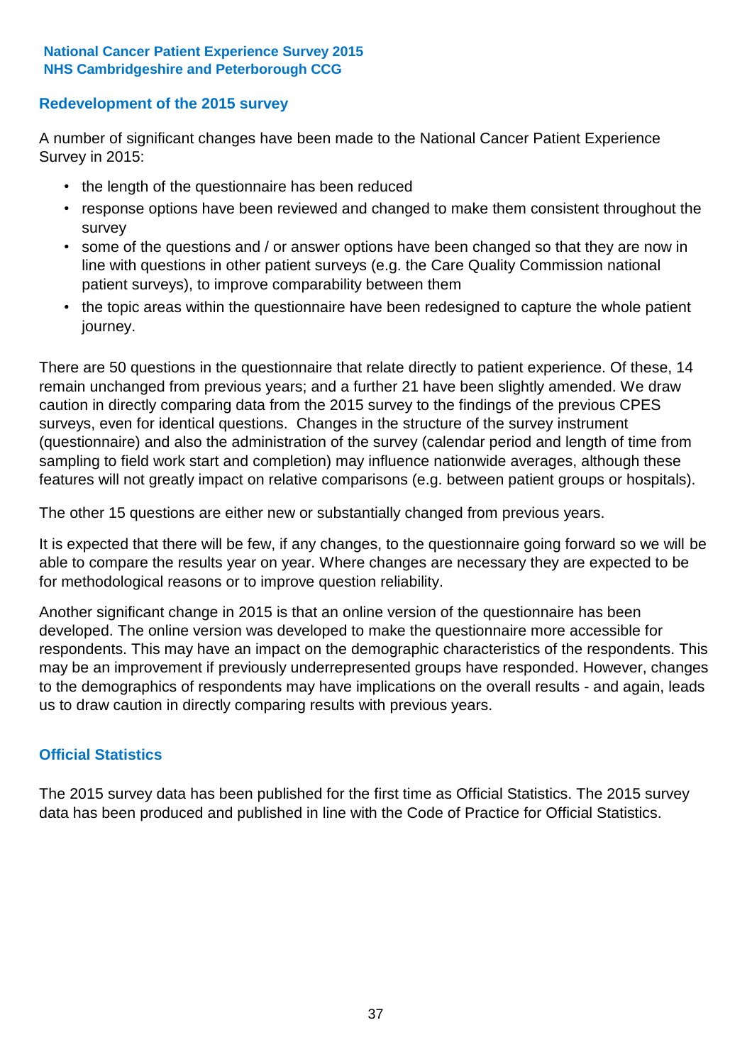## Redevelopment of the 2015 survey

A number of significant changes have been made to the National Cancer Patient Experience Survey in 2015:

- the length of the questionnaire has been reduced
- response options have been reviewed and changed to make them consistent throughout the survey
- some of the questions and / or answer options have been changed so that they are now in line with questions in other patient surveys (e.g. the Care Quality Commission national patient surveys), to improve comparability between them
- the topic areas within the questionnaire have been redesigned to capture the whole patient journey.

There are 50 questions in the questionnaire that relate directly to patient experience. Of these, 14 remain unchanged from previous years; and a further 21 have been slightly amended. We draw caution in directly comparing data from the 2015 survey to the findings of the previous CPES surveys, even for identical questions. Changes in the structure of the survey instrument (questionnaire) and also the administration of the survey (calendar period and length of time from sampling to field work start and completion) may influence nationwide averages, although these features will not greatly impact on relative comparisons (e.g. between patient groups or hospitals).

The other 15 questions are either new or substantially changed from previous years.

It is expected that there will be few, if any changes, to the questionnaire going forward so we will be able to compare the results year on year. Where changes are necessary they are expected to be for methodological reasons or to improve question reliability.

Another significant change in 2015 is that an online version of the questionnaire has been developed. The online version was developed to make the questionnaire more accessible for respondents. This may have an impact on the demographic characteristics of the respondents. This may be an improvement if previously underrepresented groups have responded. However, changes to the demographics of respondents may have implications on the overall results - and again, leads us to draw caution in directly comparing results with previous years.

## Official Statistics

The 2015 survey data has been published for the first time as Official Statistics. The 2015 survey data has been produced and published in line with the Code of Practice for Official Statistics.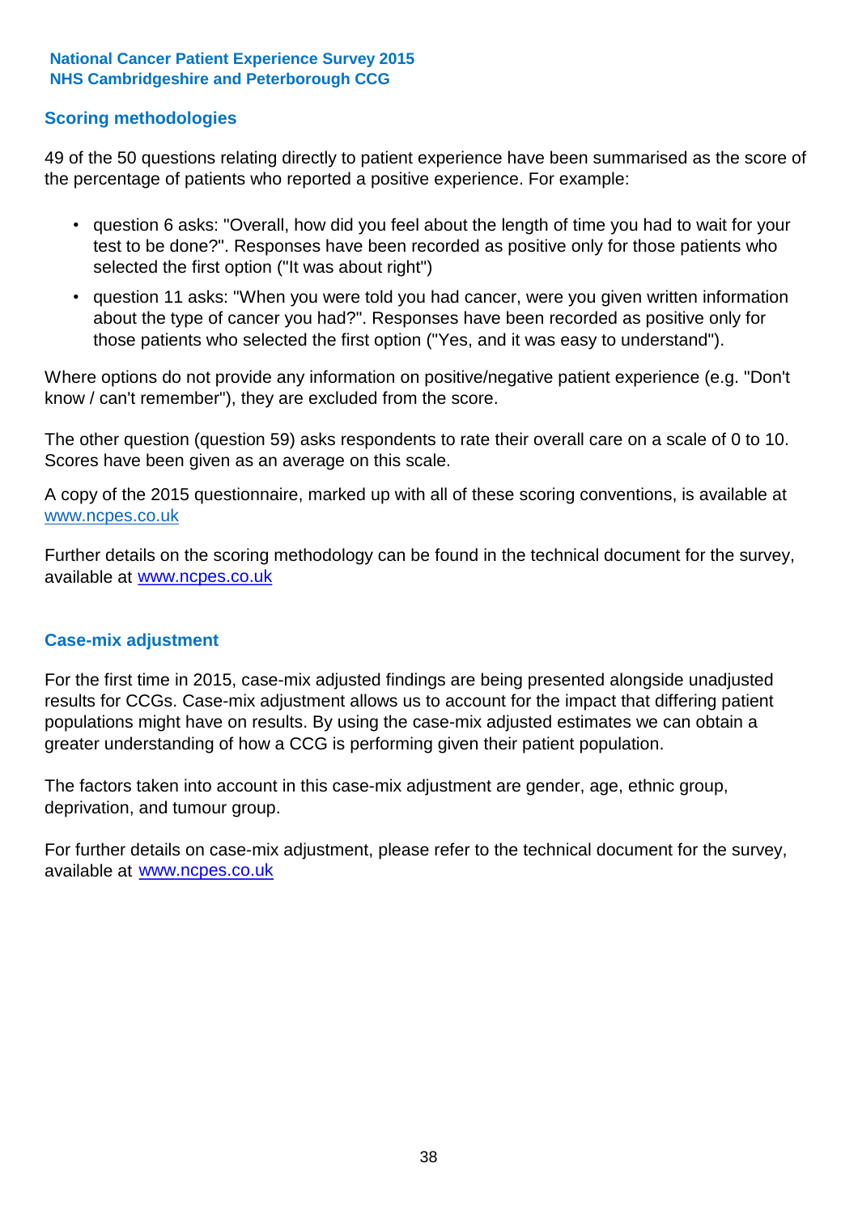## Scoring methodologies

49 of the 50 questions relating directly to patient experience have been summarised as the score of the percentage of patients who reported a positive experience. For example:

- question 6 asks: "Overall, how did you feel about the length of time you had to wait for your test to be done?". Responses have been recorded as positive only for those patients who selected the first option ("It was about right")
- question 11 asks: "When you were told you had cancer, were you given written information about the type of cancer you had?". Responses have been recorded as positive only for those patients who selected the first option ("Yes, and it was easy to understand").

Where options do not provide any information on positive/negative patient experience (e.g. "Don't know / can't remember"), they are excluded from the score.

The other question (question 59) asks respondents to rate their overall care on a scale of 0 to 10. Scores have been given as an average on this scale.

A copy of the 2015 questionnaire, marked up with all of these scoring conventions, is available at www.ncpes.co.uk

Further details on the scoring methodology can be found in the technical document for the survey, available at www.ncpes.co.uk

## Case-mix adjustment

For the first time in 2015, case-mix adjusted findings are being presented alongside unadjusted results for CCGs. Case-mix adjustment allows us to account for the impact that differing patient populations might have on results. By using the case-mix adjusted estimates we can obtain a greater understanding of how a CCG is performing given their patient population.

The factors taken into account in this case-mix adjustment are gender, age, ethnic group, deprivation, and tumour group.

For further details on case-mix adjustment, please refer to the technical document for the survey, available at www.ncpes.co.uk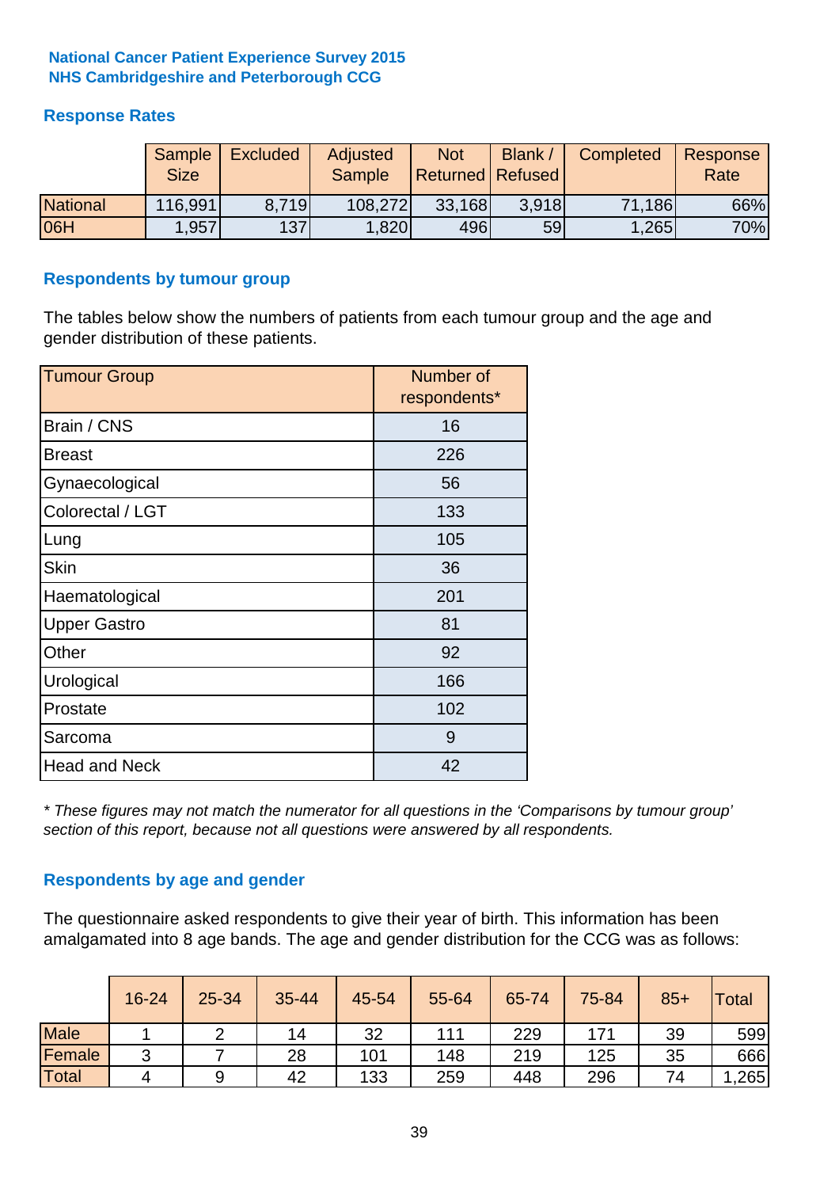**National Cancer Patient Experience Survey 2015**
**NHS Cambridgeshire and Peterborough CCG**

## Response Rates

| | Sample Size | Excluded | Adjusted Sample | Not Returned | Blank / Refused | Completed | Response Rate |
|---|---|---|---|---|---|---|---|
| National | 116,991 | 8,719 | 108,272 | 33,168 | 3,918 | 71,186 | 66% |
| 06H | 1,957 | 137 | 1,820 | 496 | 59 | 1,265 | 70% |

## Respondents by tumour group

The tables below show the numbers of patients from each tumour group and the age and gender distribution of these patients.

| Tumour Group | Number of respondents* |
|---|---|
| Brain / CNS | 16 |
| Breast | 226 |
| Gynaecological | 56 |
| Colorectal / LGT | 133 |
| Lung | 105 |
| Skin | 36 |
| Haematological | 201 |
| Upper Gastro | 81 |
| Other | 92 |
| Urological | 166 |
| Prostate | 102 |
| Sarcoma | 9 |
| Head and Neck | 42 |

*\* These figures may not match the numerator for all questions in the 'Comparisons by tumour group' section of this report, because not all questions were answered by all respondents.*

## Respondents by age and gender

The questionnaire asked respondents to give their year of birth. This information has been amalgamated into 8 age bands. The age and gender distribution for the CCG was as follows:

| | 16-24 | 25-34 | 35-44 | 45-54 | 55-64 | 65-74 | 75-84 | 85+ | Total |
|---|---|---|---|---|---|---|---|---|---|
| Male | 1 | 2 | 14 | 32 | 111 | 229 | 171 | 39 | 599 |
| Female | 3 | 7 | 28 | 101 | 148 | 219 | 125 | 35 | 666 |
| Total | 4 | 9 | 42 | 133 | 259 | 448 | 296 | 74 | 1,265 |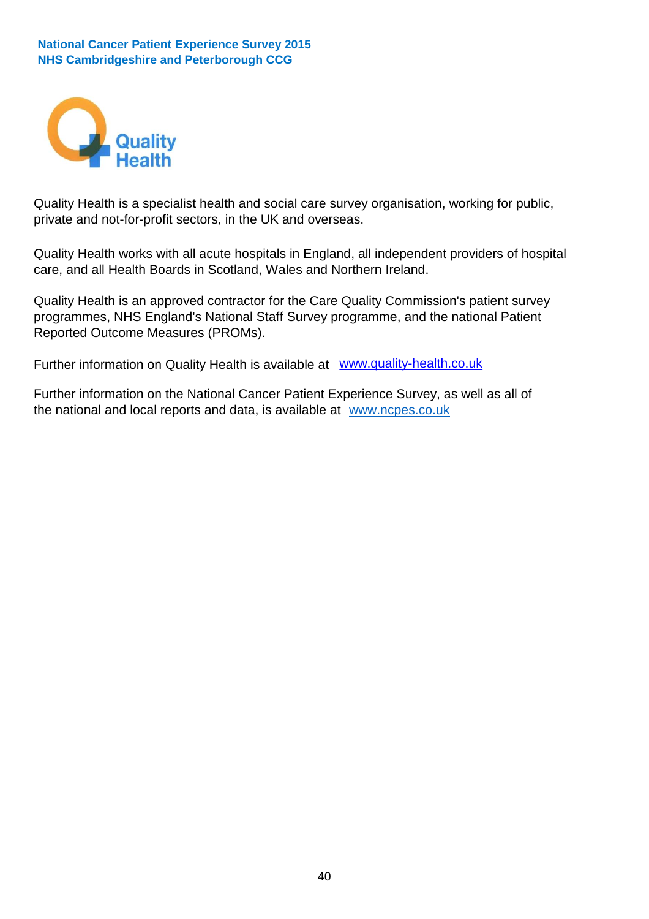**National Cancer Patient Experience Survey 2015**
**NHS Cambridgeshire and Peterborough CCG**

Quality Health

Quality Health is a specialist health and social care survey organisation, working for public, private and not-for-profit sectors, in the UK and overseas.

Quality Health works with all acute hospitals in England, all independent providers of hospital care, and all Health Boards in Scotland, Wales and Northern Ireland.

Quality Health is an approved contractor for the Care Quality Commission's patient survey programmes, NHS England's National Staff Survey programme, and the national Patient Reported Outcome Measures (PROMs).

Further information on Quality Health is available at www.quality-health.co.uk

Further information on the National Cancer Patient Experience Survey, as well as all of the national and local reports and data, is available at www.ncpes.co.uk